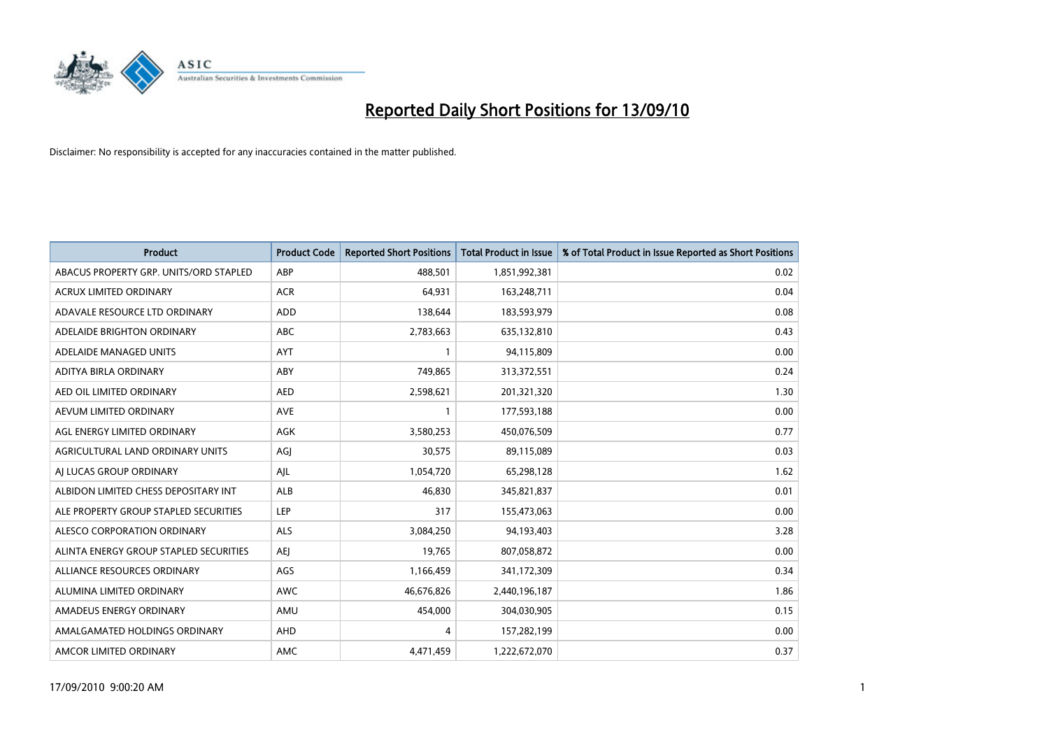# Reported Daily Short Positions for 13/09/10

Disclaimer: No responsibility is accepted for any inaccuracies contained in the matter published.

| Product | Product Code | Reported Short Positions | Total Product in Issue | % of Total Product in Issue Reported as Short Positions |
|---|---|---|---|---|
| ABACUS PROPERTY GRP. UNITS/ORD STAPLED | ABP | 488,501 | 1,851,992,381 | 0.02 |
| ACRUX LIMITED ORDINARY | ACR | 64,931 | 163,248,711 | 0.04 |
| ADAVALE RESOURCE LTD ORDINARY | ADD | 138,644 | 183,593,979 | 0.08 |
| ADELAIDE BRIGHTON ORDINARY | ABC | 2,783,663 | 635,132,810 | 0.43 |
| ADELAIDE MANAGED UNITS | AYT | 1 | 94,115,809 | 0.00 |
| ADITYA BIRLA ORDINARY | ABY | 749,865 | 313,372,551 | 0.24 |
| AED OIL LIMITED ORDINARY | AED | 2,598,621 | 201,321,320 | 1.30 |
| AEVUM LIMITED ORDINARY | AVE | 1 | 177,593,188 | 0.00 |
| AGL ENERGY LIMITED ORDINARY | AGK | 3,580,253 | 450,076,509 | 0.77 |
| AGRICULTURAL LAND ORDINARY UNITS | AGJ | 30,575 | 89,115,089 | 0.03 |
| AJ LUCAS GROUP ORDINARY | AJL | 1,054,720 | 65,298,128 | 1.62 |
| ALBIDON LIMITED CHESS DEPOSITARY INT | ALB | 46,830 | 345,821,837 | 0.01 |
| ALE PROPERTY GROUP STAPLED SECURITIES | LEP | 317 | 155,473,063 | 0.00 |
| ALESCO CORPORATION ORDINARY | ALS | 3,084,250 | 94,193,403 | 3.28 |
| ALINTA ENERGY GROUP STAPLED SECURITIES | AEJ | 19,765 | 807,058,872 | 0.00 |
| ALLIANCE RESOURCES ORDINARY | AGS | 1,166,459 | 341,172,309 | 0.34 |
| ALUMINA LIMITED ORDINARY | AWC | 46,676,826 | 2,440,196,187 | 1.86 |
| AMADEUS ENERGY ORDINARY | AMU | 454,000 | 304,030,905 | 0.15 |
| AMALGAMATED HOLDINGS ORDINARY | AHD | 4 | 157,282,199 | 0.00 |
| AMCOR LIMITED ORDINARY | AMC | 4,471,459 | 1,222,672,070 | 0.37 |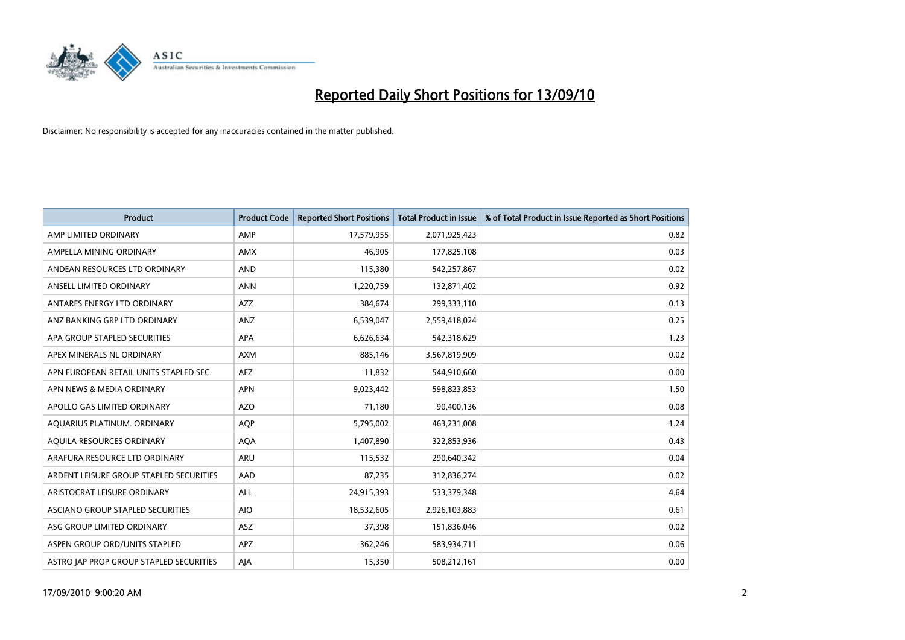# Reported Daily Short Positions for 13/09/10

Disclaimer: No responsibility is accepted for any inaccuracies contained in the matter published.

| Product | Product Code | Reported Short Positions | Total Product in Issue | % of Total Product in Issue Reported as Short Positions |
|---|---|---|---|---|
| AMP LIMITED ORDINARY | AMP | 17,579,955 | 2,071,925,423 | 0.82 |
| AMPELLA MINING ORDINARY | AMX | 46,905 | 177,825,108 | 0.03 |
| ANDEAN RESOURCES LTD ORDINARY | AND | 115,380 | 542,257,867 | 0.02 |
| ANSELL LIMITED ORDINARY | ANN | 1,220,759 | 132,871,402 | 0.92 |
| ANTARES ENERGY LTD ORDINARY | AZZ | 384,674 | 299,333,110 | 0.13 |
| ANZ BANKING GRP LTD ORDINARY | ANZ | 6,539,047 | 2,559,418,024 | 0.25 |
| APA GROUP STAPLED SECURITIES | APA | 6,626,634 | 542,318,629 | 1.23 |
| APEX MINERALS NL ORDINARY | AXM | 885,146 | 3,567,819,909 | 0.02 |
| APN EUROPEAN RETAIL UNITS STAPLED SEC. | AEZ | 11,832 | 544,910,660 | 0.00 |
| APN NEWS & MEDIA ORDINARY | APN | 9,023,442 | 598,823,853 | 1.50 |
| APOLLO GAS LIMITED ORDINARY | AZO | 71,180 | 90,400,136 | 0.08 |
| AQUARIUS PLATINUM. ORDINARY | AQP | 5,795,002 | 463,231,008 | 1.24 |
| AQUILA RESOURCES ORDINARY | AQA | 1,407,890 | 322,853,936 | 0.43 |
| ARAFURA RESOURCE LTD ORDINARY | ARU | 115,532 | 290,640,342 | 0.04 |
| ARDENT LEISURE GROUP STAPLED SECURITIES | AAD | 87,235 | 312,836,274 | 0.02 |
| ARISTOCRAT LEISURE ORDINARY | ALL | 24,915,393 | 533,379,348 | 4.64 |
| ASCIANO GROUP STAPLED SECURITIES | AIO | 18,532,605 | 2,926,103,883 | 0.61 |
| ASG GROUP LIMITED ORDINARY | ASZ | 37,398 | 151,836,046 | 0.02 |
| ASPEN GROUP ORD/UNITS STAPLED | APZ | 362,246 | 583,934,711 | 0.06 |
| ASTRO JAP PROP GROUP STAPLED SECURITIES | AJA | 15,350 | 508,212,161 | 0.00 |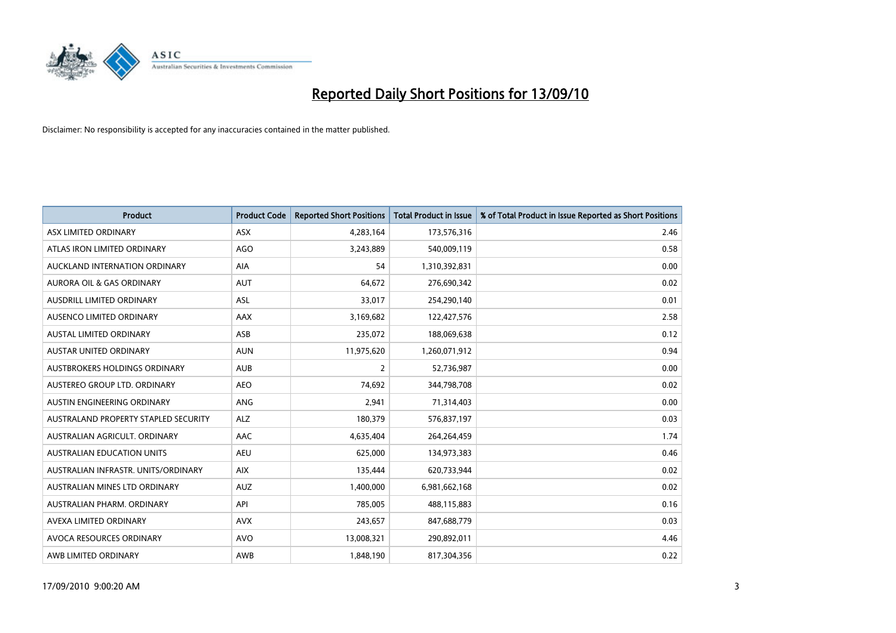# Reported Daily Short Positions for 13/09/10

Disclaimer: No responsibility is accepted for any inaccuracies contained in the matter published.

| Product | Product Code | Reported Short Positions | Total Product in Issue | % of Total Product in Issue Reported as Short Positions |
|---|---|---|---|---|
| ASX LIMITED ORDINARY | ASX | 4,283,164 | 173,576,316 | 2.46 |
| ATLAS IRON LIMITED ORDINARY | AGO | 3,243,889 | 540,009,119 | 0.58 |
| AUCKLAND INTERNATION ORDINARY | AIA | 54 | 1,310,392,831 | 0.00 |
| AURORA OIL & GAS ORDINARY | AUT | 64,672 | 276,690,342 | 0.02 |
| AUSDRILL LIMITED ORDINARY | ASL | 33,017 | 254,290,140 | 0.01 |
| AUSENCO LIMITED ORDINARY | AAX | 3,169,682 | 122,427,576 | 2.58 |
| AUSTAL LIMITED ORDINARY | ASB | 235,072 | 188,069,638 | 0.12 |
| AUSTAR UNITED ORDINARY | AUN | 11,975,620 | 1,260,071,912 | 0.94 |
| AUSTBROKERS HOLDINGS ORDINARY | AUB | 2 | 52,736,987 | 0.00 |
| AUSTEREO GROUP LTD. ORDINARY | AEO | 74,692 | 344,798,708 | 0.02 |
| AUSTIN ENGINEERING ORDINARY | ANG | 2,941 | 71,314,403 | 0.00 |
| AUSTRALAND PROPERTY STAPLED SECURITY | ALZ | 180,379 | 576,837,197 | 0.03 |
| AUSTRALIAN AGRICULT. ORDINARY | AAC | 4,635,404 | 264,264,459 | 1.74 |
| AUSTRALIAN EDUCATION UNITS | AEU | 625,000 | 134,973,383 | 0.46 |
| AUSTRALIAN INFRASTR. UNITS/ORDINARY | AIX | 135,444 | 620,733,944 | 0.02 |
| AUSTRALIAN MINES LTD ORDINARY | AUZ | 1,400,000 | 6,981,662,168 | 0.02 |
| AUSTRALIAN PHARM. ORDINARY | API | 785,005 | 488,115,883 | 0.16 |
| AVEXA LIMITED ORDINARY | AVX | 243,657 | 847,688,779 | 0.03 |
| AVOCA RESOURCES ORDINARY | AVO | 13,008,321 | 290,892,011 | 4.46 |
| AWB LIMITED ORDINARY | AWB | 1,848,190 | 817,304,356 | 0.22 |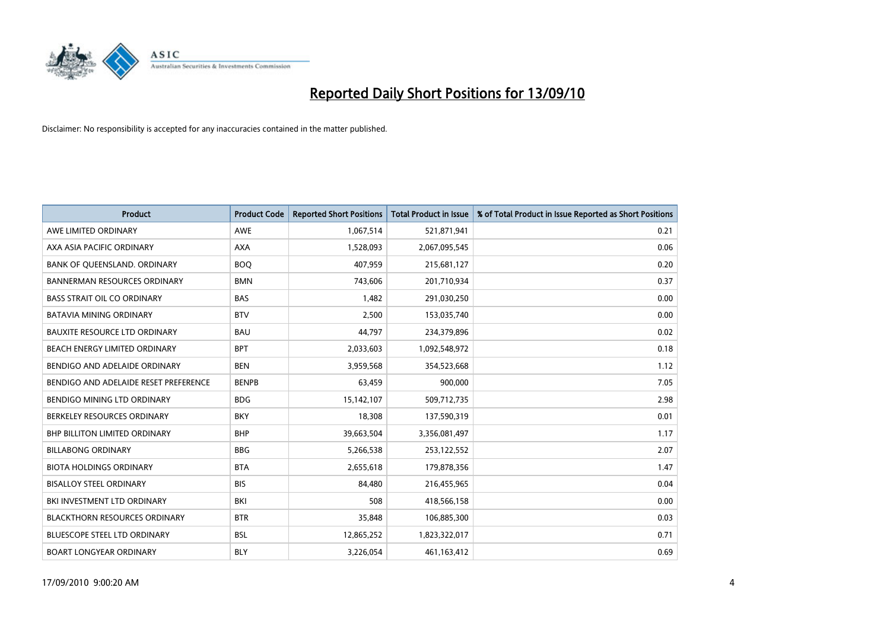# Reported Daily Short Positions for 13/09/10

Disclaimer: No responsibility is accepted for any inaccuracies contained in the matter published.

| Product | Product Code | Reported Short Positions | Total Product in Issue | % of Total Product in Issue Reported as Short Positions |
|---|---|---|---|---|
| AWE LIMITED ORDINARY | AWE | 1,067,514 | 521,871,941 | 0.21 |
| AXA ASIA PACIFIC ORDINARY | AXA | 1,528,093 | 2,067,095,545 | 0.06 |
| BANK OF QUEENSLAND. ORDINARY | BOQ | 407,959 | 215,681,127 | 0.20 |
| BANNERMAN RESOURCES ORDINARY | BMN | 743,606 | 201,710,934 | 0.37 |
| BASS STRAIT OIL CO ORDINARY | BAS | 1,482 | 291,030,250 | 0.00 |
| BATAVIA MINING ORDINARY | BTV | 2,500 | 153,035,740 | 0.00 |
| BAUXITE RESOURCE LTD ORDINARY | BAU | 44,797 | 234,379,896 | 0.02 |
| BEACH ENERGY LIMITED ORDINARY | BPT | 2,033,603 | 1,092,548,972 | 0.18 |
| BENDIGO AND ADELAIDE ORDINARY | BEN | 3,959,568 | 354,523,668 | 1.12 |
| BENDIGO AND ADELAIDE RESET PREFERENCE | BENPB | 63,459 | 900,000 | 7.05 |
| BENDIGO MINING LTD ORDINARY | BDG | 15,142,107 | 509,712,735 | 2.98 |
| BERKELEY RESOURCES ORDINARY | BKY | 18,308 | 137,590,319 | 0.01 |
| BHP BILLITON LIMITED ORDINARY | BHP | 39,663,504 | 3,356,081,497 | 1.17 |
| BILLABONG ORDINARY | BBG | 5,266,538 | 253,122,552 | 2.07 |
| BIOTA HOLDINGS ORDINARY | BTA | 2,655,618 | 179,878,356 | 1.47 |
| BISALLOY STEEL ORDINARY | BIS | 84,480 | 216,455,965 | 0.04 |
| BKI INVESTMENT LTD ORDINARY | BKI | 508 | 418,566,158 | 0.00 |
| BLACKTHORN RESOURCES ORDINARY | BTR | 35,848 | 106,885,300 | 0.03 |
| BLUESCOPE STEEL LTD ORDINARY | BSL | 12,865,252 | 1,823,322,017 | 0.71 |
| BOART LONGYEAR ORDINARY | BLY | 3,226,054 | 461,163,412 | 0.69 |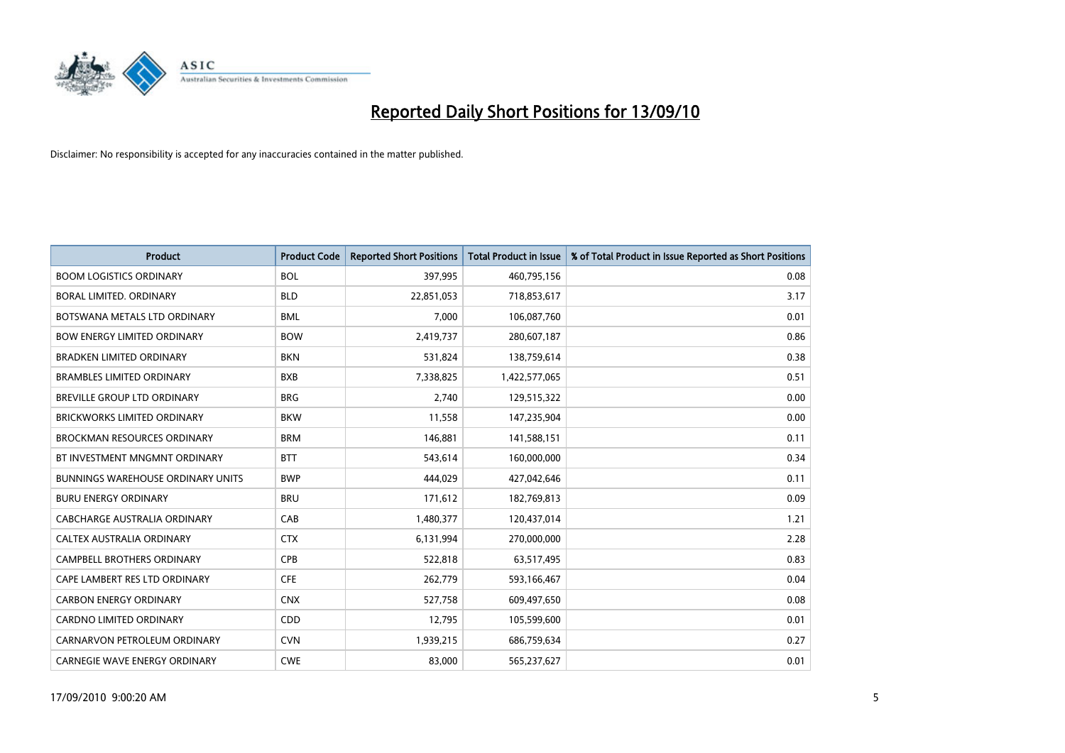# Reported Daily Short Positions for 13/09/10

Disclaimer: No responsibility is accepted for any inaccuracies contained in the matter published.

| Product | Product Code | Reported Short Positions | Total Product in Issue | % of Total Product in Issue Reported as Short Positions |
|---|---|---|---|---|
| BOOM LOGISTICS ORDINARY | BOL | 397,995 | 460,795,156 | 0.08 |
| BORAL LIMITED. ORDINARY | BLD | 22,851,053 | 718,853,617 | 3.17 |
| BOTSWANA METALS LTD ORDINARY | BML | 7,000 | 106,087,760 | 0.01 |
| BOW ENERGY LIMITED ORDINARY | BOW | 2,419,737 | 280,607,187 | 0.86 |
| BRADKEN LIMITED ORDINARY | BKN | 531,824 | 138,759,614 | 0.38 |
| BRAMBLES LIMITED ORDINARY | BXB | 7,338,825 | 1,422,577,065 | 0.51 |
| BREVILLE GROUP LTD ORDINARY | BRG | 2,740 | 129,515,322 | 0.00 |
| BRICKWORKS LIMITED ORDINARY | BKW | 11,558 | 147,235,904 | 0.00 |
| BROCKMAN RESOURCES ORDINARY | BRM | 146,881 | 141,588,151 | 0.11 |
| BT INVESTMENT MNGMNT ORDINARY | BTT | 543,614 | 160,000,000 | 0.34 |
| BUNNINGS WAREHOUSE ORDINARY UNITS | BWP | 444,029 | 427,042,646 | 0.11 |
| BURU ENERGY ORDINARY | BRU | 171,612 | 182,769,813 | 0.09 |
| CABCHARGE AUSTRALIA ORDINARY | CAB | 1,480,377 | 120,437,014 | 1.21 |
| CALTEX AUSTRALIA ORDINARY | CTX | 6,131,994 | 270,000,000 | 2.28 |
| CAMPBELL BROTHERS ORDINARY | CPB | 522,818 | 63,517,495 | 0.83 |
| CAPE LAMBERT RES LTD ORDINARY | CFE | 262,779 | 593,166,467 | 0.04 |
| CARBON ENERGY ORDINARY | CNX | 527,758 | 609,497,650 | 0.08 |
| CARDNO LIMITED ORDINARY | CDD | 12,795 | 105,599,600 | 0.01 |
| CARNARVON PETROLEUM ORDINARY | CVN | 1,939,215 | 686,759,634 | 0.27 |
| CARNEGIE WAVE ENERGY ORDINARY | CWE | 83,000 | 565,237,627 | 0.01 |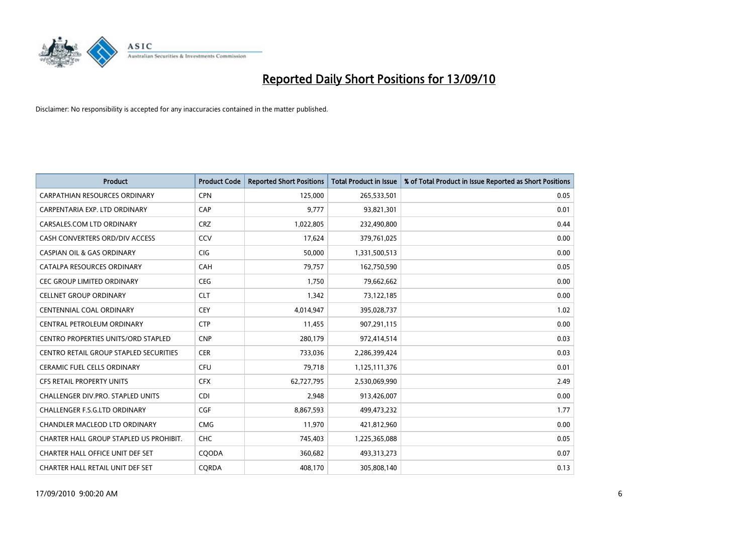# Reported Daily Short Positions for 13/09/10

Disclaimer: No responsibility is accepted for any inaccuracies contained in the matter published.

| Product | Product Code | Reported Short Positions | Total Product in Issue | % of Total Product in Issue Reported as Short Positions |
|---|---|---|---|---|
| CARPATHIAN RESOURCES ORDINARY | CPN | 125,000 | 265,533,501 | 0.05 |
| CARPENTARIA EXP. LTD ORDINARY | CAP | 9,777 | 93,821,301 | 0.01 |
| CARSALES.COM LTD ORDINARY | CRZ | 1,022,805 | 232,490,800 | 0.44 |
| CASH CONVERTERS ORD/DIV ACCESS | CCV | 17,624 | 379,761,025 | 0.00 |
| CASPIAN OIL & GAS ORDINARY | CIG | 50,000 | 1,331,500,513 | 0.00 |
| CATALPA RESOURCES ORDINARY | CAH | 79,757 | 162,750,590 | 0.05 |
| CEC GROUP LIMITED ORDINARY | CEG | 1,750 | 79,662,662 | 0.00 |
| CELLNET GROUP ORDINARY | CLT | 1,342 | 73,122,185 | 0.00 |
| CENTENNIAL COAL ORDINARY | CEY | 4,014,947 | 395,028,737 | 1.02 |
| CENTRAL PETROLEUM ORDINARY | CTP | 11,455 | 907,291,115 | 0.00 |
| CENTRO PROPERTIES UNITS/ORD STAPLED | CNP | 280,179 | 972,414,514 | 0.03 |
| CENTRO RETAIL GROUP STAPLED SECURITIES | CER | 733,036 | 2,286,399,424 | 0.03 |
| CERAMIC FUEL CELLS ORDINARY | CFU | 79,718 | 1,125,111,376 | 0.01 |
| CFS RETAIL PROPERTY UNITS | CFX | 62,727,795 | 2,530,069,990 | 2.49 |
| CHALLENGER DIV.PRO. STAPLED UNITS | CDI | 2,948 | 913,426,007 | 0.00 |
| CHALLENGER F.S.G.LTD ORDINARY | CGF | 8,867,593 | 499,473,232 | 1.77 |
| CHANDLER MACLEOD LTD ORDINARY | CMG | 11,970 | 421,812,960 | 0.00 |
| CHARTER HALL GROUP STAPLED US PROHIBIT. | CHC | 745,403 | 1,225,365,088 | 0.05 |
| CHARTER HALL OFFICE UNIT DEF SET | CQODA | 360,682 | 493,313,273 | 0.07 |
| CHARTER HALL RETAIL UNIT DEF SET | CQRDA | 408,170 | 305,808,140 | 0.13 |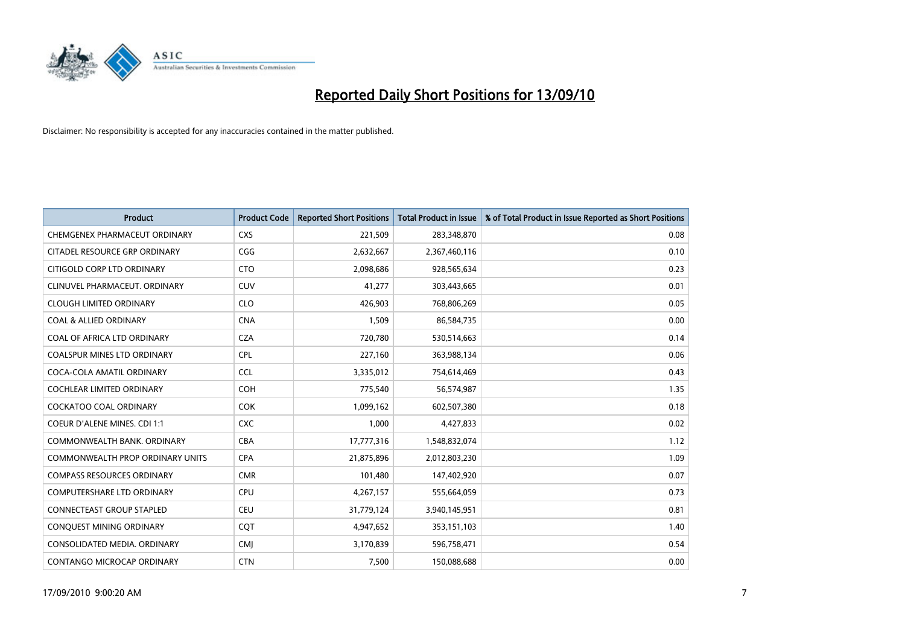# Reported Daily Short Positions for 13/09/10

Disclaimer: No responsibility is accepted for any inaccuracies contained in the matter published.

| Product | Product Code | Reported Short Positions | Total Product in Issue | % of Total Product in Issue Reported as Short Positions |
|---|---|---|---|---|
| CHEMGENEX PHARMACEUT ORDINARY | CXS | 221,509 | 283,348,870 | 0.08 |
| CITADEL RESOURCE GRP ORDINARY | CGG | 2,632,667 | 2,367,460,116 | 0.10 |
| CITIGOLD CORP LTD ORDINARY | CTO | 2,098,686 | 928,565,634 | 0.23 |
| CLINUVEL PHARMACEUT. ORDINARY | CUV | 41,277 | 303,443,665 | 0.01 |
| CLOUGH LIMITED ORDINARY | CLO | 426,903 | 768,806,269 | 0.05 |
| COAL & ALLIED ORDINARY | CNA | 1,509 | 86,584,735 | 0.00 |
| COAL OF AFRICA LTD ORDINARY | CZA | 720,780 | 530,514,663 | 0.14 |
| COALSPUR MINES LTD ORDINARY | CPL | 227,160 | 363,988,134 | 0.06 |
| COCA-COLA AMATIL ORDINARY | CCL | 3,335,012 | 754,614,469 | 0.43 |
| COCHLEAR LIMITED ORDINARY | COH | 775,540 | 56,574,987 | 1.35 |
| COCKATOO COAL ORDINARY | COK | 1,099,162 | 602,507,380 | 0.18 |
| COEUR D'ALENE MINES. CDI 1:1 | CXC | 1,000 | 4,427,833 | 0.02 |
| COMMONWEALTH BANK. ORDINARY | CBA | 17,777,316 | 1,548,832,074 | 1.12 |
| COMMONWEALTH PROP ORDINARY UNITS | CPA | 21,875,896 | 2,012,803,230 | 1.09 |
| COMPASS RESOURCES ORDINARY | CMR | 101,480 | 147,402,920 | 0.07 |
| COMPUTERSHARE LTD ORDINARY | CPU | 4,267,157 | 555,664,059 | 0.73 |
| CONNECTEAST GROUP STAPLED | CEU | 31,779,124 | 3,940,145,951 | 0.81 |
| CONQUEST MINING ORDINARY | CQT | 4,947,652 | 353,151,103 | 1.40 |
| CONSOLIDATED MEDIA. ORDINARY | CMJ | 3,170,839 | 596,758,471 | 0.54 |
| CONTANGO MICROCAP ORDINARY | CTN | 7,500 | 150,088,688 | 0.00 |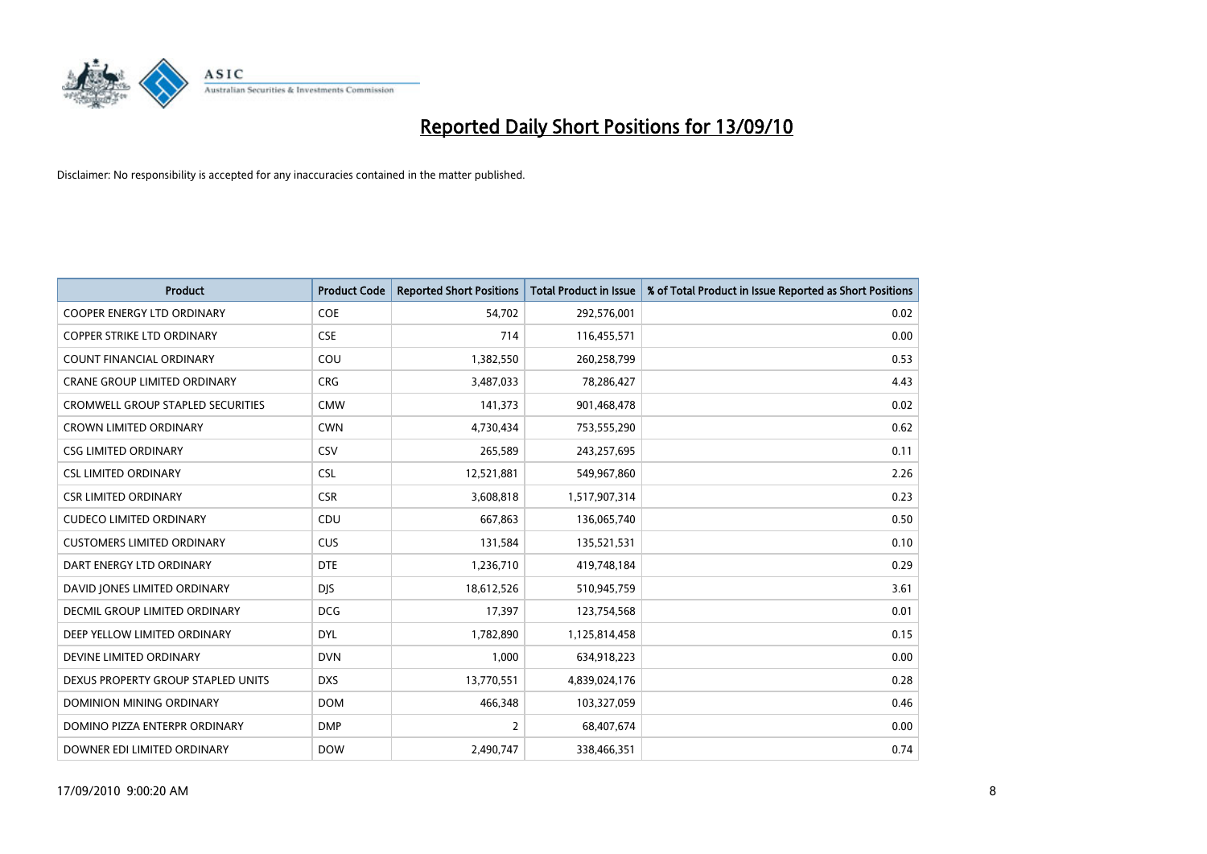# Reported Daily Short Positions for 13/09/10

Disclaimer: No responsibility is accepted for any inaccuracies contained in the matter published.

| Product | Product Code | Reported Short Positions | Total Product in Issue | % of Total Product in Issue Reported as Short Positions |
|---|---|---|---|---|
| COOPER ENERGY LTD ORDINARY | COE | 54,702 | 292,576,001 | 0.02 |
| COPPER STRIKE LTD ORDINARY | CSE | 714 | 116,455,571 | 0.00 |
| COUNT FINANCIAL ORDINARY | COU | 1,382,550 | 260,258,799 | 0.53 |
| CRANE GROUP LIMITED ORDINARY | CRG | 3,487,033 | 78,286,427 | 4.43 |
| CROMWELL GROUP STAPLED SECURITIES | CMW | 141,373 | 901,468,478 | 0.02 |
| CROWN LIMITED ORDINARY | CWN | 4,730,434 | 753,555,290 | 0.62 |
| CSG LIMITED ORDINARY | CSV | 265,589 | 243,257,695 | 0.11 |
| CSL LIMITED ORDINARY | CSL | 12,521,881 | 549,967,860 | 2.26 |
| CSR LIMITED ORDINARY | CSR | 3,608,818 | 1,517,907,314 | 0.23 |
| CUDECO LIMITED ORDINARY | CDU | 667,863 | 136,065,740 | 0.50 |
| CUSTOMERS LIMITED ORDINARY | CUS | 131,584 | 135,521,531 | 0.10 |
| DART ENERGY LTD ORDINARY | DTE | 1,236,710 | 419,748,184 | 0.29 |
| DAVID JONES LIMITED ORDINARY | DJS | 18,612,526 | 510,945,759 | 3.61 |
| DECMIL GROUP LIMITED ORDINARY | DCG | 17,397 | 123,754,568 | 0.01 |
| DEEP YELLOW LIMITED ORDINARY | DYL | 1,782,890 | 1,125,814,458 | 0.15 |
| DEVINE LIMITED ORDINARY | DVN | 1,000 | 634,918,223 | 0.00 |
| DEXUS PROPERTY GROUP STAPLED UNITS | DXS | 13,770,551 | 4,839,024,176 | 0.28 |
| DOMINION MINING ORDINARY | DOM | 466,348 | 103,327,059 | 0.46 |
| DOMINO PIZZA ENTERPR ORDINARY | DMP | 2 | 68,407,674 | 0.00 |
| DOWNER EDI LIMITED ORDINARY | DOW | 2,490,747 | 338,466,351 | 0.74 |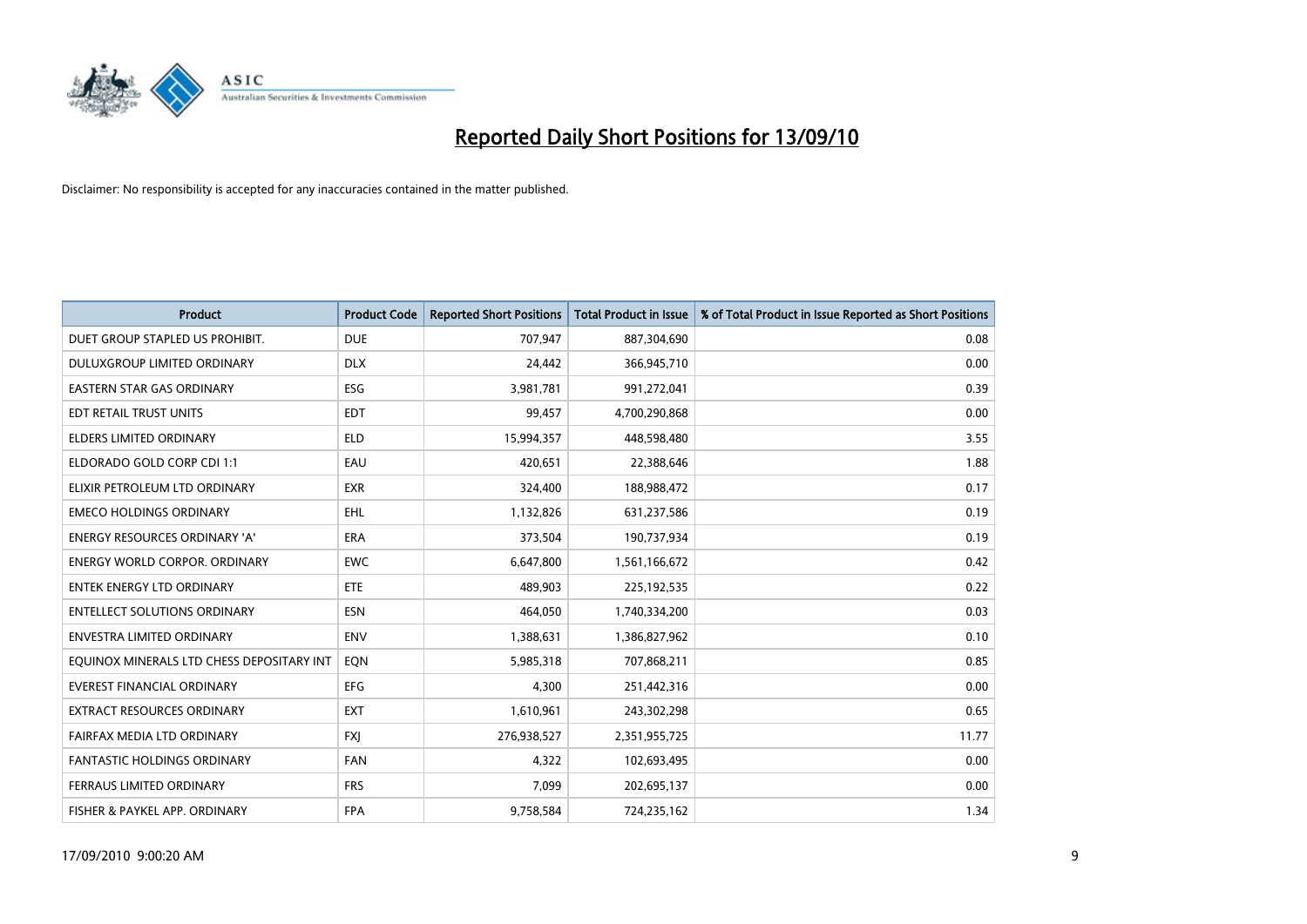# Reported Daily Short Positions for 13/09/10

Disclaimer: No responsibility is accepted for any inaccuracies contained in the matter published.

| Product | Product Code | Reported Short Positions | Total Product in Issue | % of Total Product in Issue Reported as Short Positions |
|---|---|---|---|---|
| DUET GROUP STAPLED US PROHIBIT. | DUE | 707,947 | 887,304,690 | 0.08 |
| DULUXGROUP LIMITED ORDINARY | DLX | 24,442 | 366,945,710 | 0.00 |
| EASTERN STAR GAS ORDINARY | ESG | 3,981,781 | 991,272,041 | 0.39 |
| EDT RETAIL TRUST UNITS | EDT | 99,457 | 4,700,290,868 | 0.00 |
| ELDERS LIMITED ORDINARY | ELD | 15,994,357 | 448,598,480 | 3.55 |
| ELDORADO GOLD CORP CDI 1:1 | EAU | 420,651 | 22,388,646 | 1.88 |
| ELIXIR PETROLEUM LTD ORDINARY | EXR | 324,400 | 188,988,472 | 0.17 |
| EMECO HOLDINGS ORDINARY | EHL | 1,132,826 | 631,237,586 | 0.19 |
| ENERGY RESOURCES ORDINARY 'A' | ERA | 373,504 | 190,737,934 | 0.19 |
| ENERGY WORLD CORPOR. ORDINARY | EWC | 6,647,800 | 1,561,166,672 | 0.42 |
| ENTEK ENERGY LTD ORDINARY | ETE | 489,903 | 225,192,535 | 0.22 |
| ENTELLECT SOLUTIONS ORDINARY | ESN | 464,050 | 1,740,334,200 | 0.03 |
| ENVESTRA LIMITED ORDINARY | ENV | 1,388,631 | 1,386,827,962 | 0.10 |
| EQUINOX MINERALS LTD CHESS DEPOSITARY INT | EQN | 5,985,318 | 707,868,211 | 0.85 |
| EVEREST FINANCIAL ORDINARY | EFG | 4,300 | 251,442,316 | 0.00 |
| EXTRACT RESOURCES ORDINARY | EXT | 1,610,961 | 243,302,298 | 0.65 |
| FAIRFAX MEDIA LTD ORDINARY | FXJ | 276,938,527 | 2,351,955,725 | 11.77 |
| FANTASTIC HOLDINGS ORDINARY | FAN | 4,322 | 102,693,495 | 0.00 |
| FERRAUS LIMITED ORDINARY | FRS | 7,099 | 202,695,137 | 0.00 |
| FISHER & PAYKEL APP. ORDINARY | FPA | 9,758,584 | 724,235,162 | 1.34 |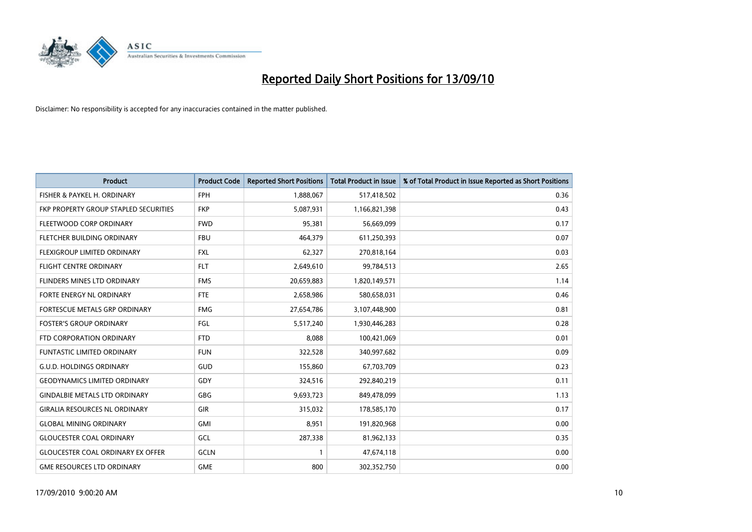# Reported Daily Short Positions for 13/09/10

Disclaimer: No responsibility is accepted for any inaccuracies contained in the matter published.

| Product | Product Code | Reported Short Positions | Total Product in Issue | % of Total Product in Issue Reported as Short Positions |
|---|---|---|---|---|
| FISHER & PAYKEL H. ORDINARY | FPH | 1,888,067 | 517,418,502 | 0.36 |
| FKP PROPERTY GROUP STAPLED SECURITIES | FKP | 5,087,931 | 1,166,821,398 | 0.43 |
| FLEETWOOD CORP ORDINARY | FWD | 95,381 | 56,669,099 | 0.17 |
| FLETCHER BUILDING ORDINARY | FBU | 464,379 | 611,250,393 | 0.07 |
| FLEXIGROUP LIMITED ORDINARY | FXL | 62,327 | 270,818,164 | 0.03 |
| FLIGHT CENTRE ORDINARY | FLT | 2,649,610 | 99,784,513 | 2.65 |
| FLINDERS MINES LTD ORDINARY | FMS | 20,659,883 | 1,820,149,571 | 1.14 |
| FORTE ENERGY NL ORDINARY | FTE | 2,658,986 | 580,658,031 | 0.46 |
| FORTESCUE METALS GRP ORDINARY | FMG | 27,654,786 | 3,107,448,900 | 0.81 |
| FOSTER'S GROUP ORDINARY | FGL | 5,517,240 | 1,930,446,283 | 0.28 |
| FTD CORPORATION ORDINARY | FTD | 8,088 | 100,421,069 | 0.01 |
| FUNTASTIC LIMITED ORDINARY | FUN | 322,528 | 340,997,682 | 0.09 |
| G.U.D. HOLDINGS ORDINARY | GUD | 155,860 | 67,703,709 | 0.23 |
| GEODYNAMICS LIMITED ORDINARY | GDY | 324,516 | 292,840,219 | 0.11 |
| GINDALBIE METALS LTD ORDINARY | GBG | 9,693,723 | 849,478,099 | 1.13 |
| GIRALIA RESOURCES NL ORDINARY | GIR | 315,032 | 178,585,170 | 0.17 |
| GLOBAL MINING ORDINARY | GMI | 8,951 | 191,820,968 | 0.00 |
| GLOUCESTER COAL ORDINARY | GCL | 287,338 | 81,962,133 | 0.35 |
| GLOUCESTER COAL ORDINARY EX OFFER | GCLN | 1 | 47,674,118 | 0.00 |
| GME RESOURCES LTD ORDINARY | GME | 800 | 302,352,750 | 0.00 |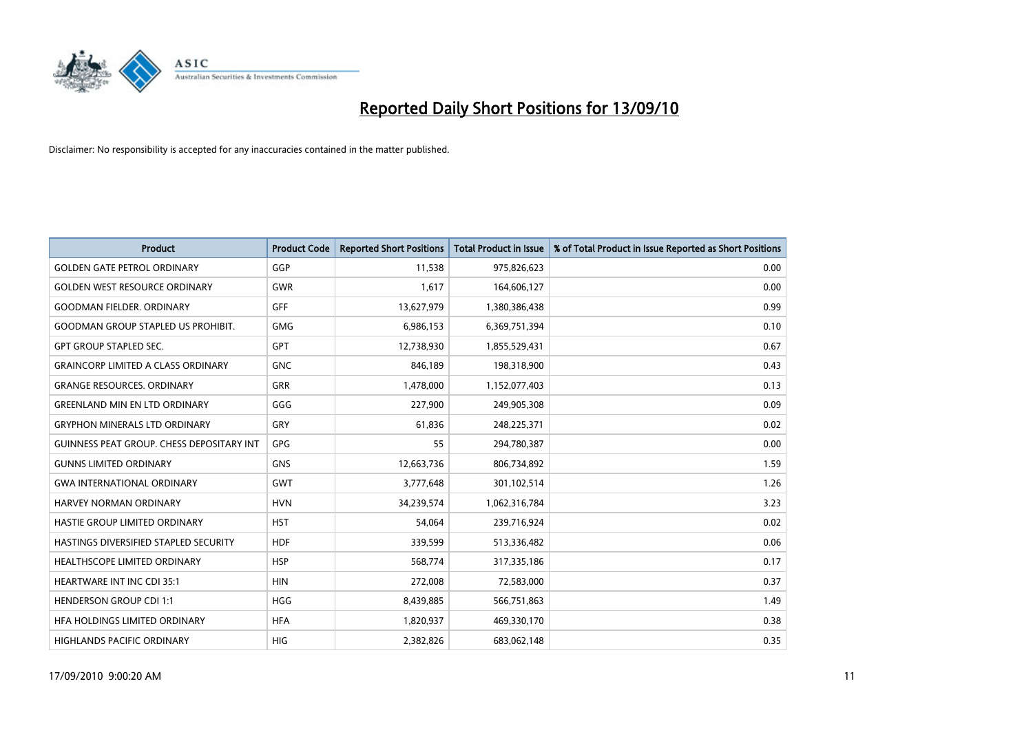# Reported Daily Short Positions for 13/09/10

Disclaimer: No responsibility is accepted for any inaccuracies contained in the matter published.

| Product | Product Code | Reported Short Positions | Total Product in Issue | % of Total Product in Issue Reported as Short Positions |
|---|---|---|---|---|
| GOLDEN GATE PETROL ORDINARY | GGP | 11,538 | 975,826,623 | 0.00 |
| GOLDEN WEST RESOURCE ORDINARY | GWR | 1,617 | 164,606,127 | 0.00 |
| GOODMAN FIELDER. ORDINARY | GFF | 13,627,979 | 1,380,386,438 | 0.99 |
| GOODMAN GROUP STAPLED US PROHIBIT. | GMG | 6,986,153 | 6,369,751,394 | 0.10 |
| GPT GROUP STAPLED SEC. | GPT | 12,738,930 | 1,855,529,431 | 0.67 |
| GRAINCORP LIMITED A CLASS ORDINARY | GNC | 846,189 | 198,318,900 | 0.43 |
| GRANGE RESOURCES. ORDINARY | GRR | 1,478,000 | 1,152,077,403 | 0.13 |
| GREENLAND MIN EN LTD ORDINARY | GGG | 227,900 | 249,905,308 | 0.09 |
| GRYPHON MINERALS LTD ORDINARY | GRY | 61,836 | 248,225,371 | 0.02 |
| GUINNESS PEAT GROUP. CHESS DEPOSITARY INT | GPG | 55 | 294,780,387 | 0.00 |
| GUNNS LIMITED ORDINARY | GNS | 12,663,736 | 806,734,892 | 1.59 |
| GWA INTERNATIONAL ORDINARY | GWT | 3,777,648 | 301,102,514 | 1.26 |
| HARVEY NORMAN ORDINARY | HVN | 34,239,574 | 1,062,316,784 | 3.23 |
| HASTIE GROUP LIMITED ORDINARY | HST | 54,064 | 239,716,924 | 0.02 |
| HASTINGS DIVERSIFIED STAPLED SECURITY | HDF | 339,599 | 513,336,482 | 0.06 |
| HEALTHSCOPE LIMITED ORDINARY | HSP | 568,774 | 317,335,186 | 0.17 |
| HEARTWARE INT INC CDI 35:1 | HIN | 272,008 | 72,583,000 | 0.37 |
| HENDERSON GROUP CDI 1:1 | HGG | 8,439,885 | 566,751,863 | 1.49 |
| HFA HOLDINGS LIMITED ORDINARY | HFA | 1,820,937 | 469,330,170 | 0.38 |
| HIGHLANDS PACIFIC ORDINARY | HIG | 2,382,826 | 683,062,148 | 0.35 |

17/09/2010 9:00:20 AM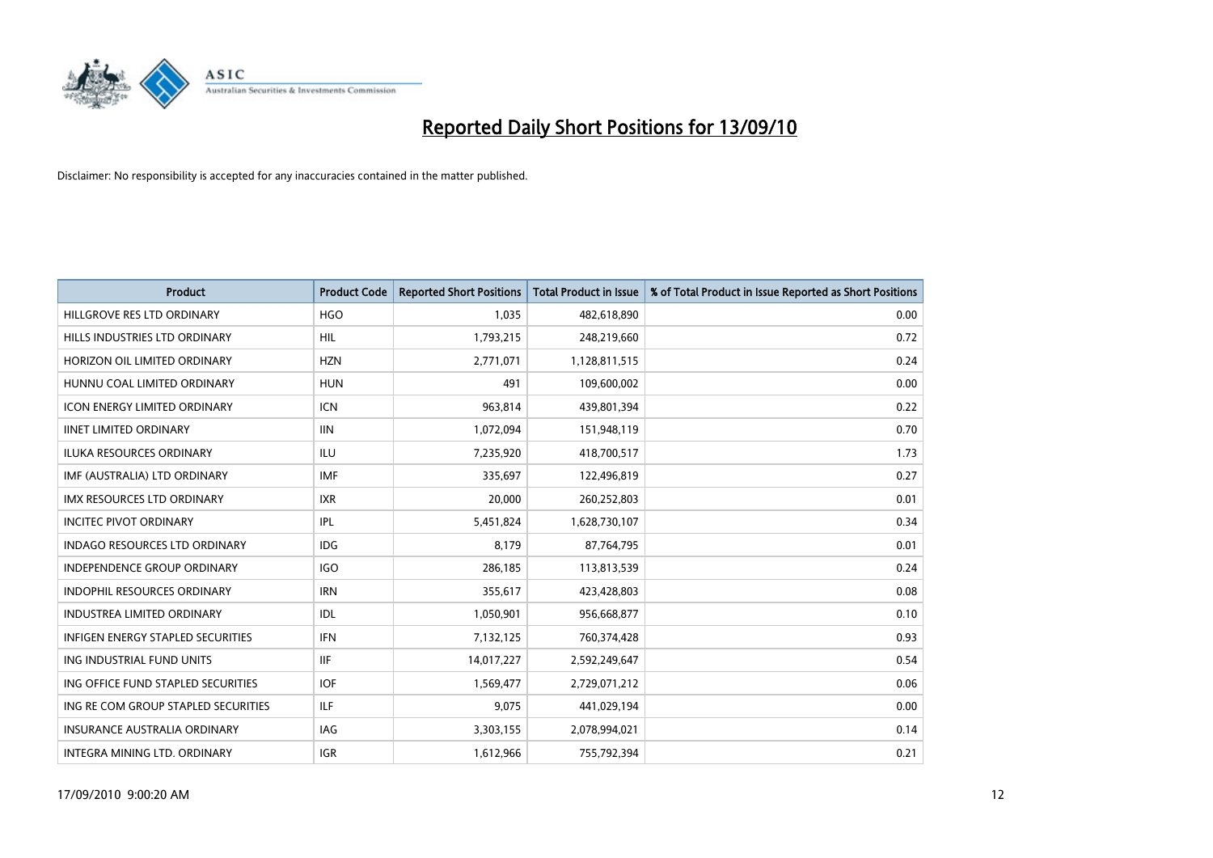# Reported Daily Short Positions for 13/09/10

Disclaimer: No responsibility is accepted for any inaccuracies contained in the matter published.

| Product | Product Code | Reported Short Positions | Total Product in Issue | % of Total Product in Issue Reported as Short Positions |
|---|---|---|---|---|
| HILLGROVE RES LTD ORDINARY | HGO | 1,035 | 482,618,890 | 0.00 |
| HILLS INDUSTRIES LTD ORDINARY | HIL | 1,793,215 | 248,219,660 | 0.72 |
| HORIZON OIL LIMITED ORDINARY | HZN | 2,771,071 | 1,128,811,515 | 0.24 |
| HUNNU COAL LIMITED ORDINARY | HUN | 491 | 109,600,002 | 0.00 |
| ICON ENERGY LIMITED ORDINARY | ICN | 963,814 | 439,801,394 | 0.22 |
| IINET LIMITED ORDINARY | IIN | 1,072,094 | 151,948,119 | 0.70 |
| ILUKA RESOURCES ORDINARY | ILU | 7,235,920 | 418,700,517 | 1.73 |
| IMF (AUSTRALIA) LTD ORDINARY | IMF | 335,697 | 122,496,819 | 0.27 |
| IMX RESOURCES LTD ORDINARY | IXR | 20,000 | 260,252,803 | 0.01 |
| INCITEC PIVOT ORDINARY | IPL | 5,451,824 | 1,628,730,107 | 0.34 |
| INDAGO RESOURCES LTD ORDINARY | IDG | 8,179 | 87,764,795 | 0.01 |
| INDEPENDENCE GROUP ORDINARY | IGO | 286,185 | 113,813,539 | 0.24 |
| INDOPHIL RESOURCES ORDINARY | IRN | 355,617 | 423,428,803 | 0.08 |
| INDUSTREA LIMITED ORDINARY | IDL | 1,050,901 | 956,668,877 | 0.10 |
| INFIGEN ENERGY STAPLED SECURITIES | IFN | 7,132,125 | 760,374,428 | 0.93 |
| ING INDUSTRIAL FUND UNITS | IIF | 14,017,227 | 2,592,249,647 | 0.54 |
| ING OFFICE FUND STAPLED SECURITIES | IOF | 1,569,477 | 2,729,071,212 | 0.06 |
| ING RE COM GROUP STAPLED SECURITIES | ILF | 9,075 | 441,029,194 | 0.00 |
| INSURANCE AUSTRALIA ORDINARY | IAG | 3,303,155 | 2,078,994,021 | 0.14 |
| INTEGRA MINING LTD. ORDINARY | IGR | 1,612,966 | 755,792,394 | 0.21 |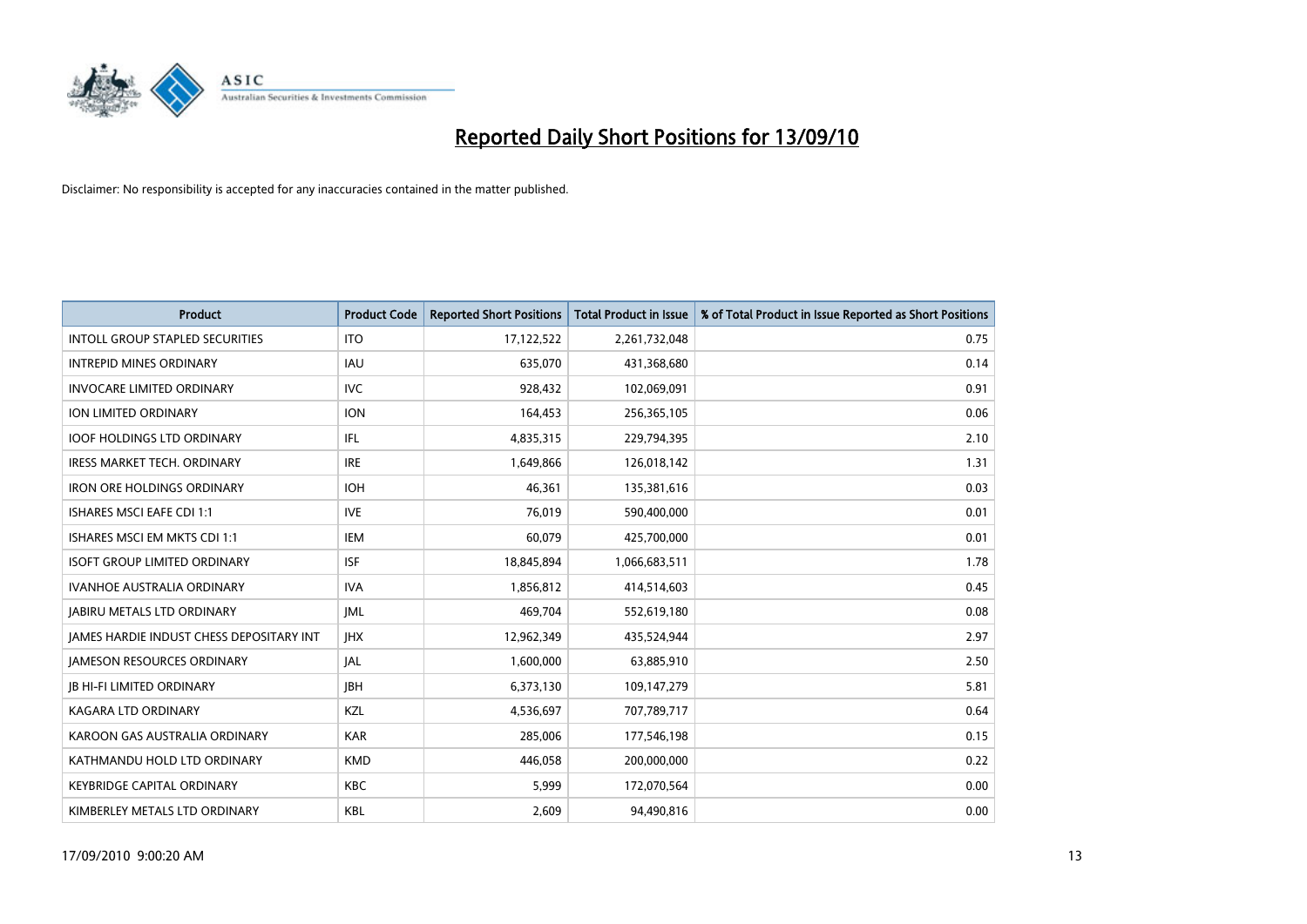# Reported Daily Short Positions for 13/09/10

Disclaimer: No responsibility is accepted for any inaccuracies contained in the matter published.

| Product | Product Code | Reported Short Positions | Total Product in Issue | % of Total Product in Issue Reported as Short Positions |
|---|---|---|---|---|
| INTOLL GROUP STAPLED SECURITIES | ITO | 17,122,522 | 2,261,732,048 | 0.75 |
| INTREPID MINES ORDINARY | IAU | 635,070 | 431,368,680 | 0.14 |
| INVOCARE LIMITED ORDINARY | IVC | 928,432 | 102,069,091 | 0.91 |
| ION LIMITED ORDINARY | ION | 164,453 | 256,365,105 | 0.06 |
| IOOF HOLDINGS LTD ORDINARY | IFL | 4,835,315 | 229,794,395 | 2.10 |
| IRESS MARKET TECH. ORDINARY | IRE | 1,649,866 | 126,018,142 | 1.31 |
| IRON ORE HOLDINGS ORDINARY | IOH | 46,361 | 135,381,616 | 0.03 |
| ISHARES MSCI EAFE CDI 1:1 | IVE | 76,019 | 590,400,000 | 0.01 |
| ISHARES MSCI EM MKTS CDI 1:1 | IEM | 60,079 | 425,700,000 | 0.01 |
| ISOFT GROUP LIMITED ORDINARY | ISF | 18,845,894 | 1,066,683,511 | 1.78 |
| IVANHOE AUSTRALIA ORDINARY | IVA | 1,856,812 | 414,514,603 | 0.45 |
| JABIRU METALS LTD ORDINARY | JML | 469,704 | 552,619,180 | 0.08 |
| JAMES HARDIE INDUST CHESS DEPOSITARY INT | JHX | 12,962,349 | 435,524,944 | 2.97 |
| JAMESON RESOURCES ORDINARY | JAL | 1,600,000 | 63,885,910 | 2.50 |
| JB HI-FI LIMITED ORDINARY | JBH | 6,373,130 | 109,147,279 | 5.81 |
| KAGARA LTD ORDINARY | KZL | 4,536,697 | 707,789,717 | 0.64 |
| KAROON GAS AUSTRALIA ORDINARY | KAR | 285,006 | 177,546,198 | 0.15 |
| KATHMANDU HOLD LTD ORDINARY | KMD | 446,058 | 200,000,000 | 0.22 |
| KEYBRIDGE CAPITAL ORDINARY | KBC | 5,999 | 172,070,564 | 0.00 |
| KIMBERLEY METALS LTD ORDINARY | KBL | 2,609 | 94,490,816 | 0.00 |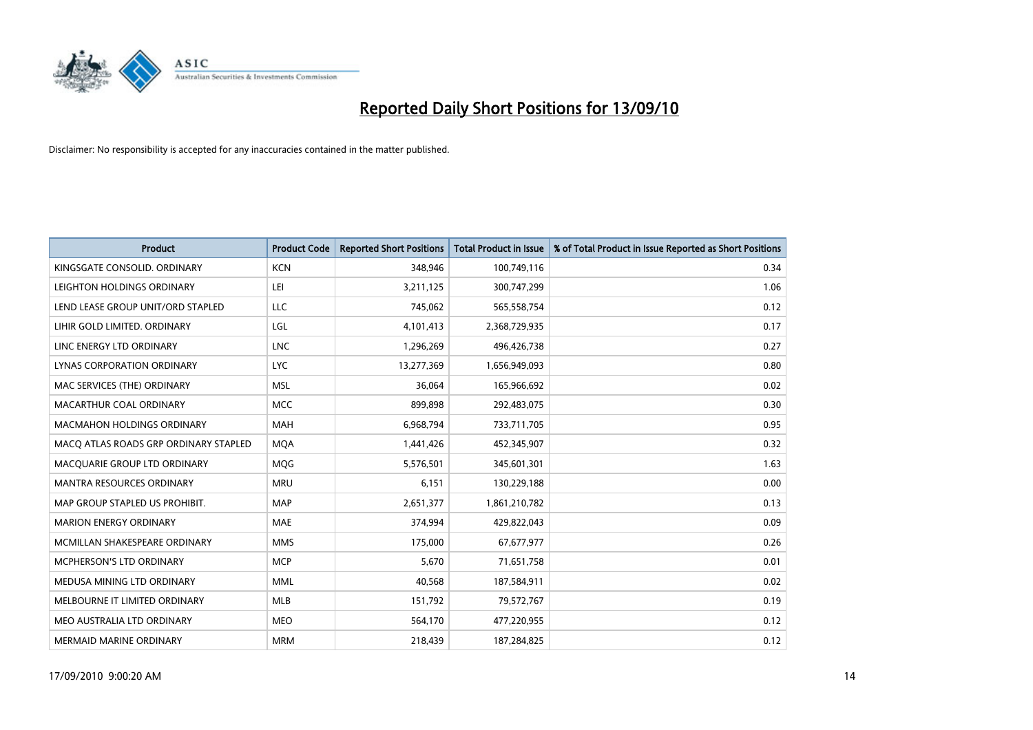# Reported Daily Short Positions for 13/09/10

Disclaimer: No responsibility is accepted for any inaccuracies contained in the matter published.

| Product | Product Code | Reported Short Positions | Total Product in Issue | % of Total Product in Issue Reported as Short Positions |
|---|---|---|---|---|
| KINGSGATE CONSOLID. ORDINARY | KCN | 348,946 | 100,749,116 | 0.34 |
| LEIGHTON HOLDINGS ORDINARY | LEI | 3,211,125 | 300,747,299 | 1.06 |
| LEND LEASE GROUP UNIT/ORD STAPLED | LLC | 745,062 | 565,558,754 | 0.12 |
| LIHIR GOLD LIMITED. ORDINARY | LGL | 4,101,413 | 2,368,729,935 | 0.17 |
| LINC ENERGY LTD ORDINARY | LNC | 1,296,269 | 496,426,738 | 0.27 |
| LYNAS CORPORATION ORDINARY | LYC | 13,277,369 | 1,656,949,093 | 0.80 |
| MAC SERVICES (THE) ORDINARY | MSL | 36,064 | 165,966,692 | 0.02 |
| MACARTHUR COAL ORDINARY | MCC | 899,898 | 292,483,075 | 0.30 |
| MACMAHON HOLDINGS ORDINARY | MAH | 6,968,794 | 733,711,705 | 0.95 |
| MACQ ATLAS ROADS GRP ORDINARY STAPLED | MQA | 1,441,426 | 452,345,907 | 0.32 |
| MACQUARIE GROUP LTD ORDINARY | MQG | 5,576,501 | 345,601,301 | 1.63 |
| MANTRA RESOURCES ORDINARY | MRU | 6,151 | 130,229,188 | 0.00 |
| MAP GROUP STAPLED US PROHIBIT. | MAP | 2,651,377 | 1,861,210,782 | 0.13 |
| MARION ENERGY ORDINARY | MAE | 374,994 | 429,822,043 | 0.09 |
| MCMILLAN SHAKESPEARE ORDINARY | MMS | 175,000 | 67,677,977 | 0.26 |
| MCPHERSON'S LTD ORDINARY | MCP | 5,670 | 71,651,758 | 0.01 |
| MEDUSA MINING LTD ORDINARY | MML | 40,568 | 187,584,911 | 0.02 |
| MELBOURNE IT LIMITED ORDINARY | MLB | 151,792 | 79,572,767 | 0.19 |
| MEO AUSTRALIA LTD ORDINARY | MEO | 564,170 | 477,220,955 | 0.12 |
| MERMAID MARINE ORDINARY | MRM | 218,439 | 187,284,825 | 0.12 |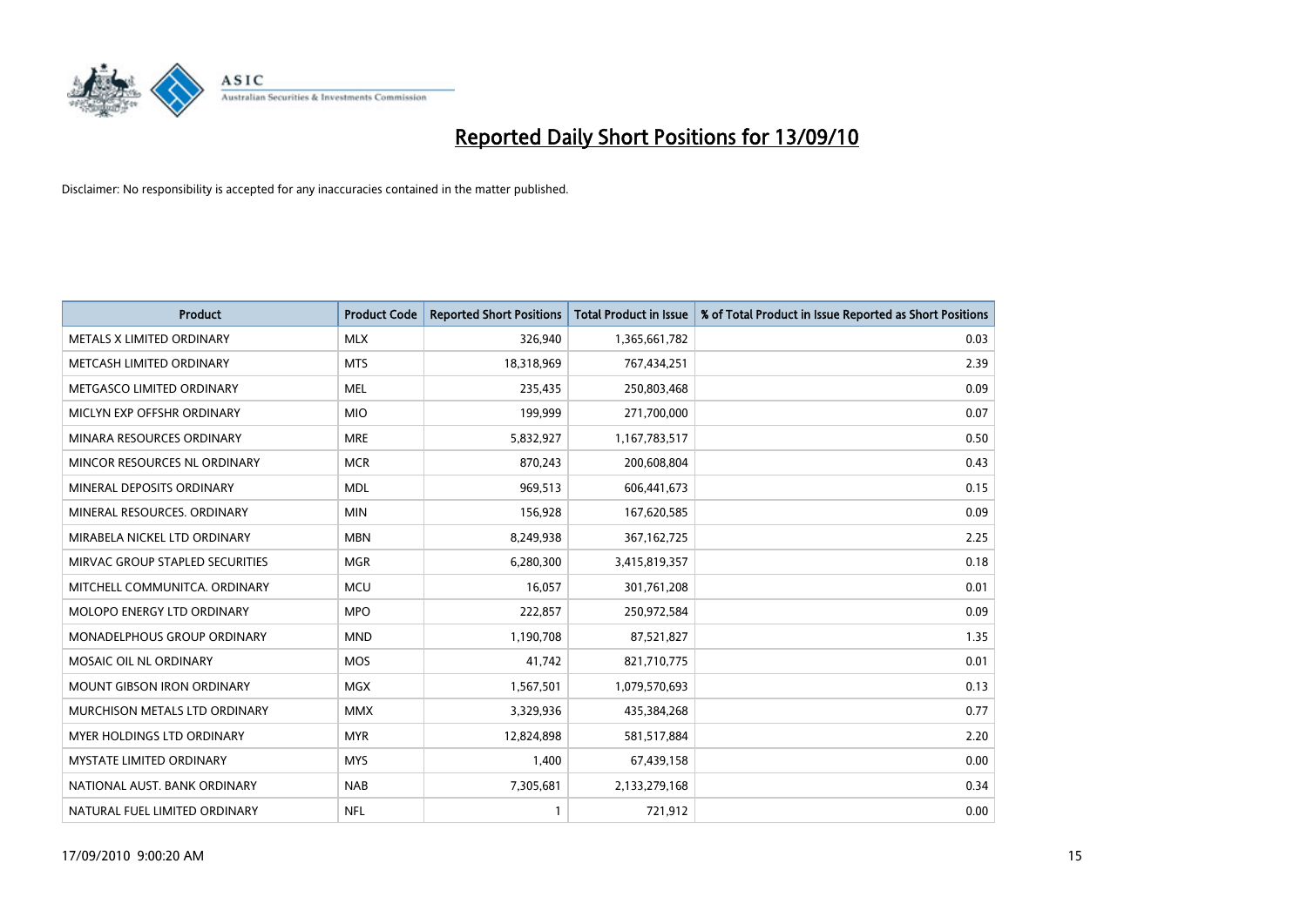# Reported Daily Short Positions for 13/09/10

Disclaimer: No responsibility is accepted for any inaccuracies contained in the matter published.

| Product | Product Code | Reported Short Positions | Total Product in Issue | % of Total Product in Issue Reported as Short Positions |
|---|---|---|---|---|
| METALS X LIMITED ORDINARY | MLX | 326,940 | 1,365,661,782 | 0.03 |
| METCASH LIMITED ORDINARY | MTS | 18,318,969 | 767,434,251 | 2.39 |
| METGASCO LIMITED ORDINARY | MEL | 235,435 | 250,803,468 | 0.09 |
| MICLYN EXP OFFSHR ORDINARY | MIO | 199,999 | 271,700,000 | 0.07 |
| MINARA RESOURCES ORDINARY | MRE | 5,832,927 | 1,167,783,517 | 0.50 |
| MINCOR RESOURCES NL ORDINARY | MCR | 870,243 | 200,608,804 | 0.43 |
| MINERAL DEPOSITS ORDINARY | MDL | 969,513 | 606,441,673 | 0.15 |
| MINERAL RESOURCES. ORDINARY | MIN | 156,928 | 167,620,585 | 0.09 |
| MIRABELA NICKEL LTD ORDINARY | MBN | 8,249,938 | 367,162,725 | 2.25 |
| MIRVAC GROUP STAPLED SECURITIES | MGR | 6,280,300 | 3,415,819,357 | 0.18 |
| MITCHELL COMMUNITCA. ORDINARY | MCU | 16,057 | 301,761,208 | 0.01 |
| MOLOPO ENERGY LTD ORDINARY | MPO | 222,857 | 250,972,584 | 0.09 |
| MONADELPHOUS GROUP ORDINARY | MND | 1,190,708 | 87,521,827 | 1.35 |
| MOSAIC OIL NL ORDINARY | MOS | 41,742 | 821,710,775 | 0.01 |
| MOUNT GIBSON IRON ORDINARY | MGX | 1,567,501 | 1,079,570,693 | 0.13 |
| MURCHISON METALS LTD ORDINARY | MMX | 3,329,936 | 435,384,268 | 0.77 |
| MYER HOLDINGS LTD ORDINARY | MYR | 12,824,898 | 581,517,884 | 2.20 |
| MYSTATE LIMITED ORDINARY | MYS | 1,400 | 67,439,158 | 0.00 |
| NATIONAL AUST. BANK ORDINARY | NAB | 7,305,681 | 2,133,279,168 | 0.34 |
| NATURAL FUEL LIMITED ORDINARY | NFL | 1 | 721,912 | 0.00 |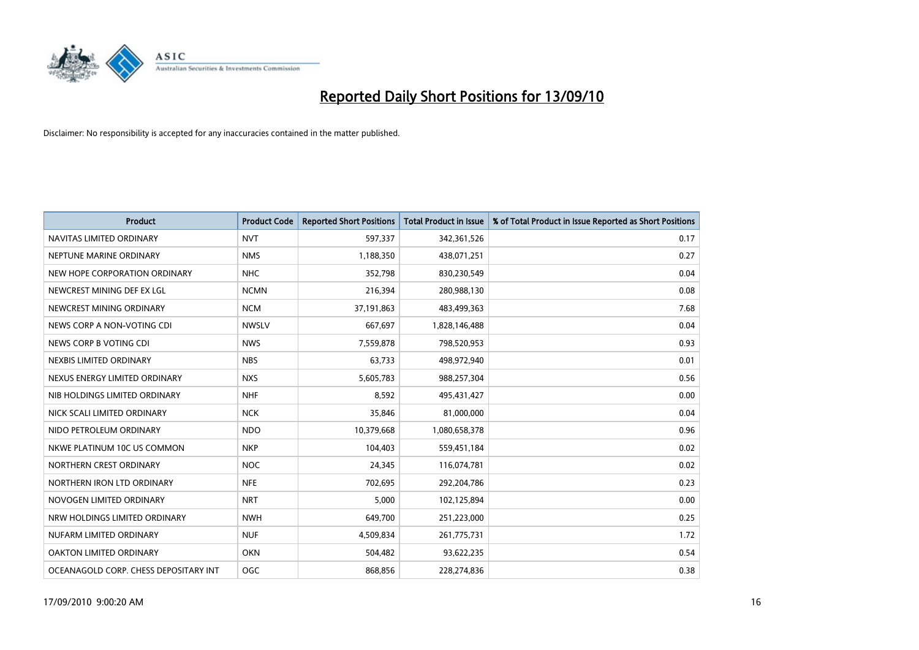# Reported Daily Short Positions for 13/09/10

Disclaimer: No responsibility is accepted for any inaccuracies contained in the matter published.

| Product | Product Code | Reported Short Positions | Total Product in Issue | % of Total Product in Issue Reported as Short Positions |
|---|---|---|---|---|
| NAVITAS LIMITED ORDINARY | NVT | 597,337 | 342,361,526 | 0.17 |
| NEPTUNE MARINE ORDINARY | NMS | 1,188,350 | 438,071,251 | 0.27 |
| NEW HOPE CORPORATION ORDINARY | NHC | 352,798 | 830,230,549 | 0.04 |
| NEWCREST MINING DEF EX LGL | NCMN | 216,394 | 280,988,130 | 0.08 |
| NEWCREST MINING ORDINARY | NCM | 37,191,863 | 483,499,363 | 7.68 |
| NEWS CORP A NON-VOTING CDI | NWSLV | 667,697 | 1,828,146,488 | 0.04 |
| NEWS CORP B VOTING CDI | NWS | 7,559,878 | 798,520,953 | 0.93 |
| NEXBIS LIMITED ORDINARY | NBS | 63,733 | 498,972,940 | 0.01 |
| NEXUS ENERGY LIMITED ORDINARY | NXS | 5,605,783 | 988,257,304 | 0.56 |
| NIB HOLDINGS LIMITED ORDINARY | NHF | 8,592 | 495,431,427 | 0.00 |
| NICK SCALI LIMITED ORDINARY | NCK | 35,846 | 81,000,000 | 0.04 |
| NIDO PETROLEUM ORDINARY | NDO | 10,379,668 | 1,080,658,378 | 0.96 |
| NKWE PLATINUM 10C US COMMON | NKP | 104,403 | 559,451,184 | 0.02 |
| NORTHERN CREST ORDINARY | NOC | 24,345 | 116,074,781 | 0.02 |
| NORTHERN IRON LTD ORDINARY | NFE | 702,695 | 292,204,786 | 0.23 |
| NOVOGEN LIMITED ORDINARY | NRT | 5,000 | 102,125,894 | 0.00 |
| NRW HOLDINGS LIMITED ORDINARY | NWH | 649,700 | 251,223,000 | 0.25 |
| NUFARM LIMITED ORDINARY | NUF | 4,509,834 | 261,775,731 | 1.72 |
| OAKTON LIMITED ORDINARY | OKN | 504,482 | 93,622,235 | 0.54 |
| OCEANAGOLD CORP. CHESS DEPOSITARY INT | OGC | 868,856 | 228,274,836 | 0.38 |

17/09/2010 9:00:20 AM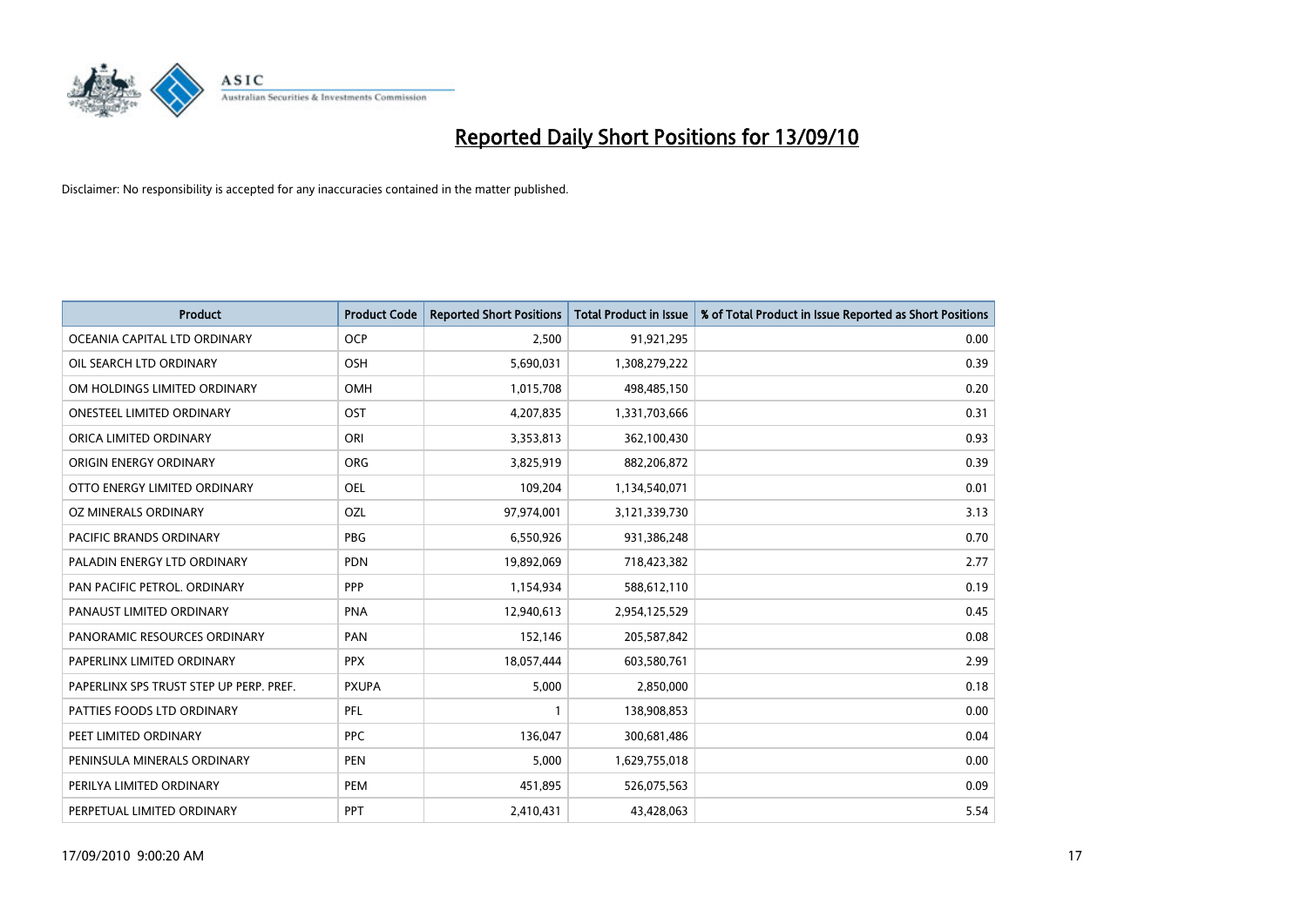# Reported Daily Short Positions for 13/09/10

Disclaimer: No responsibility is accepted for any inaccuracies contained in the matter published.

| Product | Product Code | Reported Short Positions | Total Product in Issue | % of Total Product in Issue Reported as Short Positions |
|---|---|---|---|---|
| OCEANIA CAPITAL LTD ORDINARY | OCP | 2,500 | 91,921,295 | 0.00 |
| OIL SEARCH LTD ORDINARY | OSH | 5,690,031 | 1,308,279,222 | 0.39 |
| OM HOLDINGS LIMITED ORDINARY | OMH | 1,015,708 | 498,485,150 | 0.20 |
| ONESTEEL LIMITED ORDINARY | OST | 4,207,835 | 1,331,703,666 | 0.31 |
| ORICA LIMITED ORDINARY | ORI | 3,353,813 | 362,100,430 | 0.93 |
| ORIGIN ENERGY ORDINARY | ORG | 3,825,919 | 882,206,872 | 0.39 |
| OTTO ENERGY LIMITED ORDINARY | OEL | 109,204 | 1,134,540,071 | 0.01 |
| OZ MINERALS ORDINARY | OZL | 97,974,001 | 3,121,339,730 | 3.13 |
| PACIFIC BRANDS ORDINARY | PBG | 6,550,926 | 931,386,248 | 0.70 |
| PALADIN ENERGY LTD ORDINARY | PDN | 19,892,069 | 718,423,382 | 2.77 |
| PAN PACIFIC PETROL. ORDINARY | PPP | 1,154,934 | 588,612,110 | 0.19 |
| PANAUST LIMITED ORDINARY | PNA | 12,940,613 | 2,954,125,529 | 0.45 |
| PANORAMIC RESOURCES ORDINARY | PAN | 152,146 | 205,587,842 | 0.08 |
| PAPERLINX LIMITED ORDINARY | PPX | 18,057,444 | 603,580,761 | 2.99 |
| PAPERLINX SPS TRUST STEP UP PERP. PREF. | PXUPA | 5,000 | 2,850,000 | 0.18 |
| PATTIES FOODS LTD ORDINARY | PFL | 1 | 138,908,853 | 0.00 |
| PEET LIMITED ORDINARY | PPC | 136,047 | 300,681,486 | 0.04 |
| PENINSULA MINERALS ORDINARY | PEN | 5,000 | 1,629,755,018 | 0.00 |
| PERILYA LIMITED ORDINARY | PEM | 451,895 | 526,075,563 | 0.09 |
| PERPETUAL LIMITED ORDINARY | PPT | 2,410,431 | 43,428,063 | 5.54 |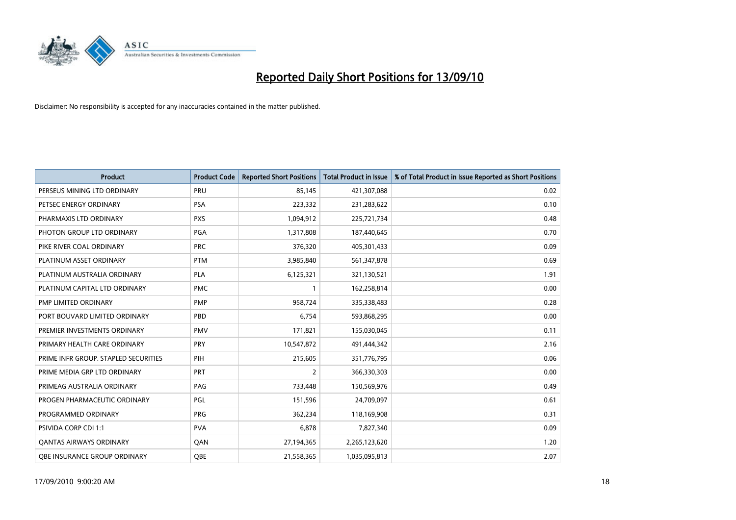# Reported Daily Short Positions for 13/09/10

Disclaimer: No responsibility is accepted for any inaccuracies contained in the matter published.

| Product | Product Code | Reported Short Positions | Total Product in Issue | % of Total Product in Issue Reported as Short Positions |
|---|---|---|---|---|
| PERSEUS MINING LTD ORDINARY | PRU | 85,145 | 421,307,088 | 0.02 |
| PETSEC ENERGY ORDINARY | PSA | 223,332 | 231,283,622 | 0.10 |
| PHARMAXIS LTD ORDINARY | PXS | 1,094,912 | 225,721,734 | 0.48 |
| PHOTON GROUP LTD ORDINARY | PGA | 1,317,808 | 187,440,645 | 0.70 |
| PIKE RIVER COAL ORDINARY | PRC | 376,320 | 405,301,433 | 0.09 |
| PLATINUM ASSET ORDINARY | PTM | 3,985,840 | 561,347,878 | 0.69 |
| PLATINUM AUSTRALIA ORDINARY | PLA | 6,125,321 | 321,130,521 | 1.91 |
| PLATINUM CAPITAL LTD ORDINARY | PMC | 1 | 162,258,814 | 0.00 |
| PMP LIMITED ORDINARY | PMP | 958,724 | 335,338,483 | 0.28 |
| PORT BOUVARD LIMITED ORDINARY | PBD | 6,754 | 593,868,295 | 0.00 |
| PREMIER INVESTMENTS ORDINARY | PMV | 171,821 | 155,030,045 | 0.11 |
| PRIMARY HEALTH CARE ORDINARY | PRY | 10,547,872 | 491,444,342 | 2.16 |
| PRIME INFR GROUP. STAPLED SECURITIES | PIH | 215,605 | 351,776,795 | 0.06 |
| PRIME MEDIA GRP LTD ORDINARY | PRT | 2 | 366,330,303 | 0.00 |
| PRIMEAG AUSTRALIA ORDINARY | PAG | 733,448 | 150,569,976 | 0.49 |
| PROGEN PHARMACEUTIC ORDINARY | PGL | 151,596 | 24,709,097 | 0.61 |
| PROGRAMMED ORDINARY | PRG | 362,234 | 118,169,908 | 0.31 |
| PSIVIDA CORP CDI 1:1 | PVA | 6,878 | 7,827,340 | 0.09 |
| QANTAS AIRWAYS ORDINARY | QAN | 27,194,365 | 2,265,123,620 | 1.20 |
| QBE INSURANCE GROUP ORDINARY | QBE | 21,558,365 | 1,035,095,813 | 2.07 |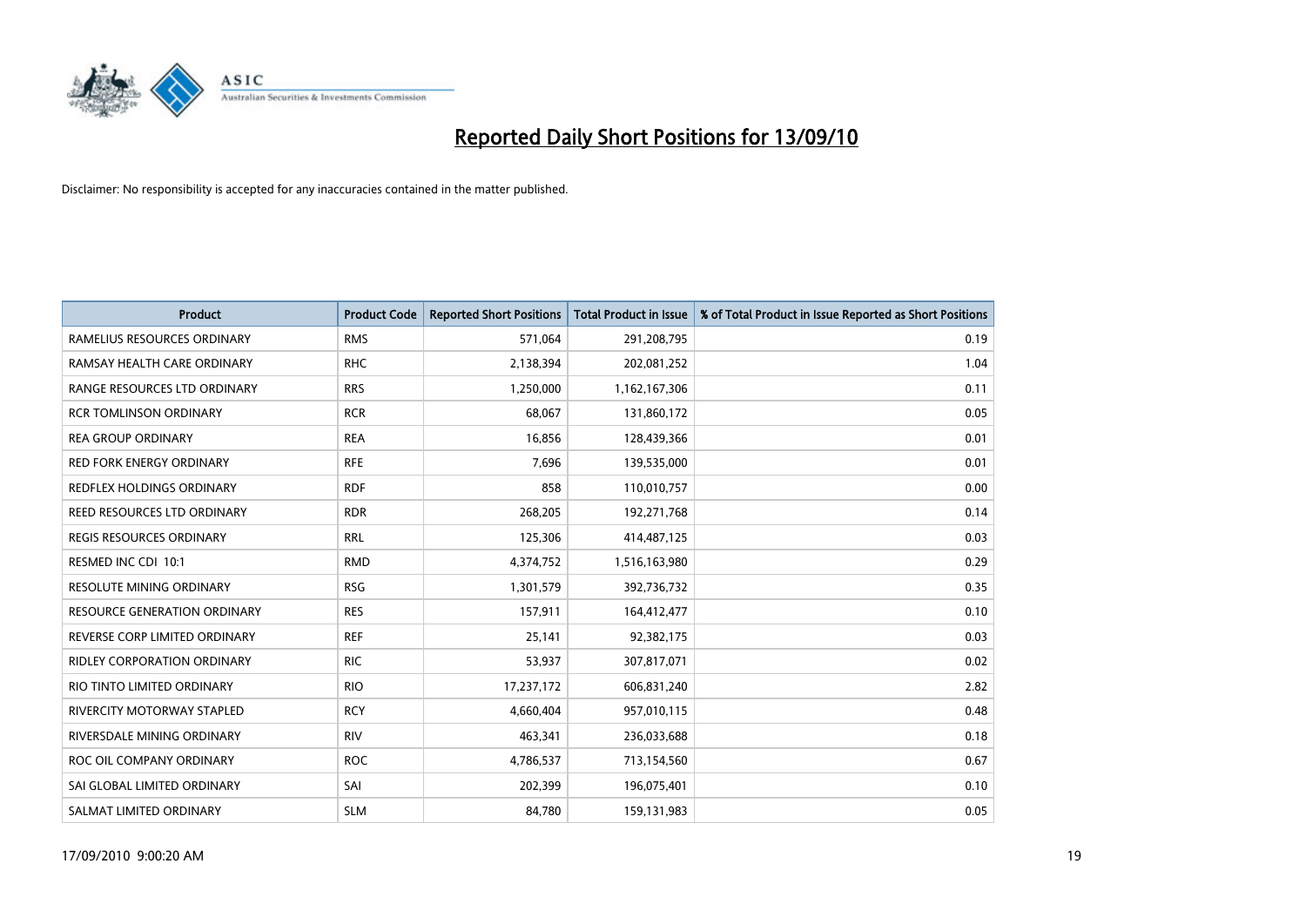# Reported Daily Short Positions for 13/09/10

Disclaimer: No responsibility is accepted for any inaccuracies contained in the matter published.

| Product | Product Code | Reported Short Positions | Total Product in Issue | % of Total Product in Issue Reported as Short Positions |
|---|---|---|---|---|
| RAMELIUS RESOURCES ORDINARY | RMS | 571,064 | 291,208,795 | 0.19 |
| RAMSAY HEALTH CARE ORDINARY | RHC | 2,138,394 | 202,081,252 | 1.04 |
| RANGE RESOURCES LTD ORDINARY | RRS | 1,250,000 | 1,162,167,306 | 0.11 |
| RCR TOMLINSON ORDINARY | RCR | 68,067 | 131,860,172 | 0.05 |
| REA GROUP ORDINARY | REA | 16,856 | 128,439,366 | 0.01 |
| RED FORK ENERGY ORDINARY | RFE | 7,696 | 139,535,000 | 0.01 |
| REDFLEX HOLDINGS ORDINARY | RDF | 858 | 110,010,757 | 0.00 |
| REED RESOURCES LTD ORDINARY | RDR | 268,205 | 192,271,768 | 0.14 |
| REGIS RESOURCES ORDINARY | RRL | 125,306 | 414,487,125 | 0.03 |
| RESMED INC CDI 10:1 | RMD | 4,374,752 | 1,516,163,980 | 0.29 |
| RESOLUTE MINING ORDINARY | RSG | 1,301,579 | 392,736,732 | 0.35 |
| RESOURCE GENERATION ORDINARY | RES | 157,911 | 164,412,477 | 0.10 |
| REVERSE CORP LIMITED ORDINARY | REF | 25,141 | 92,382,175 | 0.03 |
| RIDLEY CORPORATION ORDINARY | RIC | 53,937 | 307,817,071 | 0.02 |
| RIO TINTO LIMITED ORDINARY | RIO | 17,237,172 | 606,831,240 | 2.82 |
| RIVERCITY MOTORWAY STAPLED | RCY | 4,660,404 | 957,010,115 | 0.48 |
| RIVERSDALE MINING ORDINARY | RIV | 463,341 | 236,033,688 | 0.18 |
| ROC OIL COMPANY ORDINARY | ROC | 4,786,537 | 713,154,560 | 0.67 |
| SAI GLOBAL LIMITED ORDINARY | SAI | 202,399 | 196,075,401 | 0.10 |
| SALMAT LIMITED ORDINARY | SLM | 84,780 | 159,131,983 | 0.05 |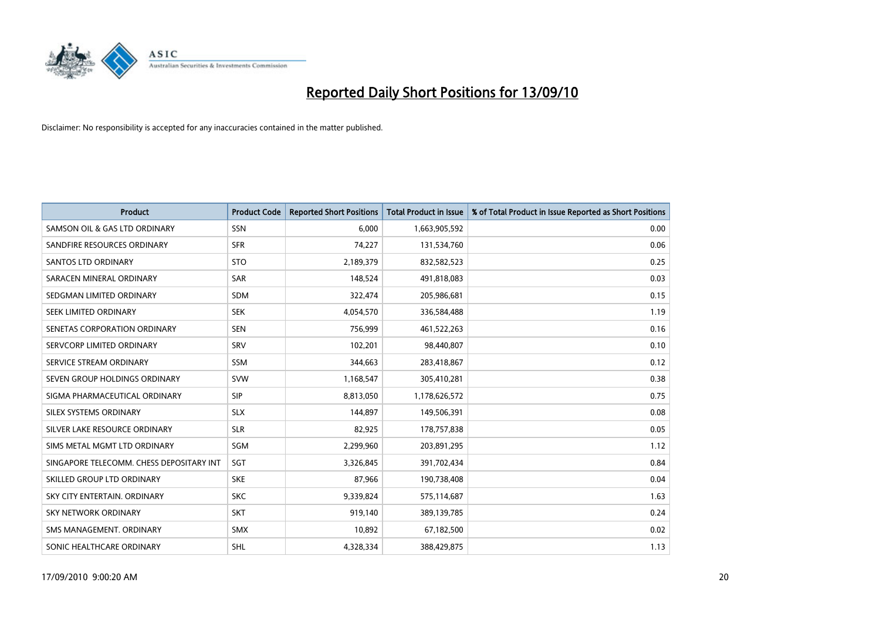# Reported Daily Short Positions for 13/09/10

Disclaimer: No responsibility is accepted for any inaccuracies contained in the matter published.

| Product | Product Code | Reported Short Positions | Total Product in Issue | % of Total Product in Issue Reported as Short Positions |
|---|---|---|---|---|
| SAMSON OIL & GAS LTD ORDINARY | SSN | 6,000 | 1,663,905,592 | 0.00 |
| SANDFIRE RESOURCES ORDINARY | SFR | 74,227 | 131,534,760 | 0.06 |
| SANTOS LTD ORDINARY | STO | 2,189,379 | 832,582,523 | 0.25 |
| SARACEN MINERAL ORDINARY | SAR | 148,524 | 491,818,083 | 0.03 |
| SEDGMAN LIMITED ORDINARY | SDM | 322,474 | 205,986,681 | 0.15 |
| SEEK LIMITED ORDINARY | SEK | 4,054,570 | 336,584,488 | 1.19 |
| SENETAS CORPORATION ORDINARY | SEN | 756,999 | 461,522,263 | 0.16 |
| SERVCORP LIMITED ORDINARY | SRV | 102,201 | 98,440,807 | 0.10 |
| SERVICE STREAM ORDINARY | SSM | 344,663 | 283,418,867 | 0.12 |
| SEVEN GROUP HOLDINGS ORDINARY | SVW | 1,168,547 | 305,410,281 | 0.38 |
| SIGMA PHARMACEUTICAL ORDINARY | SIP | 8,813,050 | 1,178,626,572 | 0.75 |
| SILEX SYSTEMS ORDINARY | SLX | 144,897 | 149,506,391 | 0.08 |
| SILVER LAKE RESOURCE ORDINARY | SLR | 82,925 | 178,757,838 | 0.05 |
| SIMS METAL MGMT LTD ORDINARY | SGM | 2,299,960 | 203,891,295 | 1.12 |
| SINGAPORE TELECOMM. CHESS DEPOSITARY INT | SGT | 3,326,845 | 391,702,434 | 0.84 |
| SKILLED GROUP LTD ORDINARY | SKE | 87,966 | 190,738,408 | 0.04 |
| SKY CITY ENTERTAIN. ORDINARY | SKC | 9,339,824 | 575,114,687 | 1.63 |
| SKY NETWORK ORDINARY | SKT | 919,140 | 389,139,785 | 0.24 |
| SMS MANAGEMENT. ORDINARY | SMX | 10,892 | 67,182,500 | 0.02 |
| SONIC HEALTHCARE ORDINARY | SHL | 4,328,334 | 388,429,875 | 1.13 |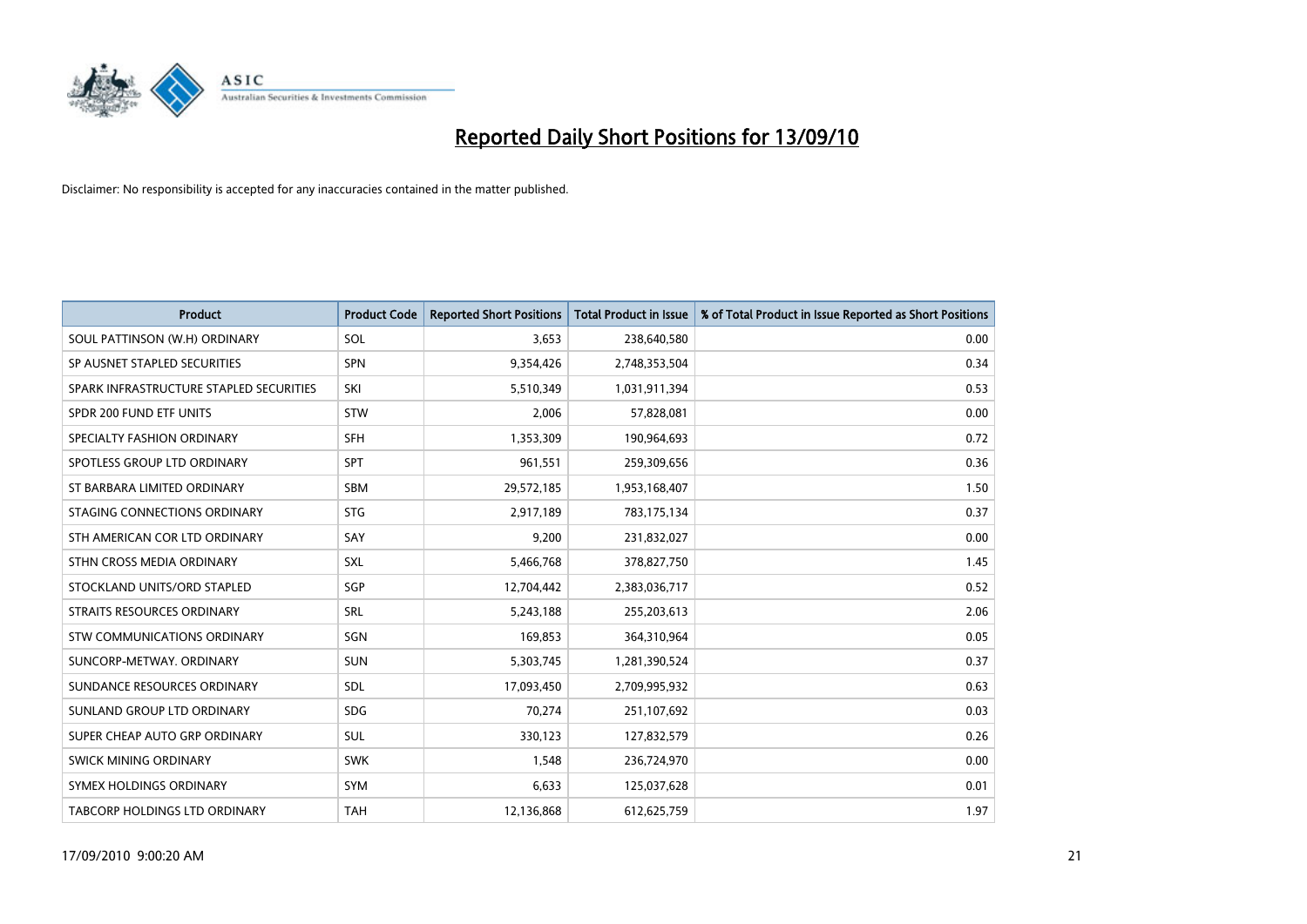# Reported Daily Short Positions for 13/09/10

Disclaimer: No responsibility is accepted for any inaccuracies contained in the matter published.

| Product | Product Code | Reported Short Positions | Total Product in Issue | % of Total Product in Issue Reported as Short Positions |
|---|---|---|---|---|
| SOUL PATTINSON (W.H) ORDINARY | SOL | 3,653 | 238,640,580 | 0.00 |
| SP AUSNET STAPLED SECURITIES | SPN | 9,354,426 | 2,748,353,504 | 0.34 |
| SPARK INFRASTRUCTURE STAPLED SECURITIES | SKI | 5,510,349 | 1,031,911,394 | 0.53 |
| SPDR 200 FUND ETF UNITS | STW | 2,006 | 57,828,081 | 0.00 |
| SPECIALTY FASHION ORDINARY | SFH | 1,353,309 | 190,964,693 | 0.72 |
| SPOTLESS GROUP LTD ORDINARY | SPT | 961,551 | 259,309,656 | 0.36 |
| ST BARBARA LIMITED ORDINARY | SBM | 29,572,185 | 1,953,168,407 | 1.50 |
| STAGING CONNECTIONS ORDINARY | STG | 2,917,189 | 783,175,134 | 0.37 |
| STH AMERICAN COR LTD ORDINARY | SAY | 9,200 | 231,832,027 | 0.00 |
| STHN CROSS MEDIA ORDINARY | SXL | 5,466,768 | 378,827,750 | 1.45 |
| STOCKLAND UNITS/ORD STAPLED | SGP | 12,704,442 | 2,383,036,717 | 0.52 |
| STRAITS RESOURCES ORDINARY | SRL | 5,243,188 | 255,203,613 | 2.06 |
| STW COMMUNICATIONS ORDINARY | SGN | 169,853 | 364,310,964 | 0.05 |
| SUNCORP-METWAY. ORDINARY | SUN | 5,303,745 | 1,281,390,524 | 0.37 |
| SUNDANCE RESOURCES ORDINARY | SDL | 17,093,450 | 2,709,995,932 | 0.63 |
| SUNLAND GROUP LTD ORDINARY | SDG | 70,274 | 251,107,692 | 0.03 |
| SUPER CHEAP AUTO GRP ORDINARY | SUL | 330,123 | 127,832,579 | 0.26 |
| SWICK MINING ORDINARY | SWK | 1,548 | 236,724,970 | 0.00 |
| SYMEX HOLDINGS ORDINARY | SYM | 6,633 | 125,037,628 | 0.01 |
| TABCORP HOLDINGS LTD ORDINARY | TAH | 12,136,868 | 612,625,759 | 1.97 |

17/09/2010 9:00:20 AM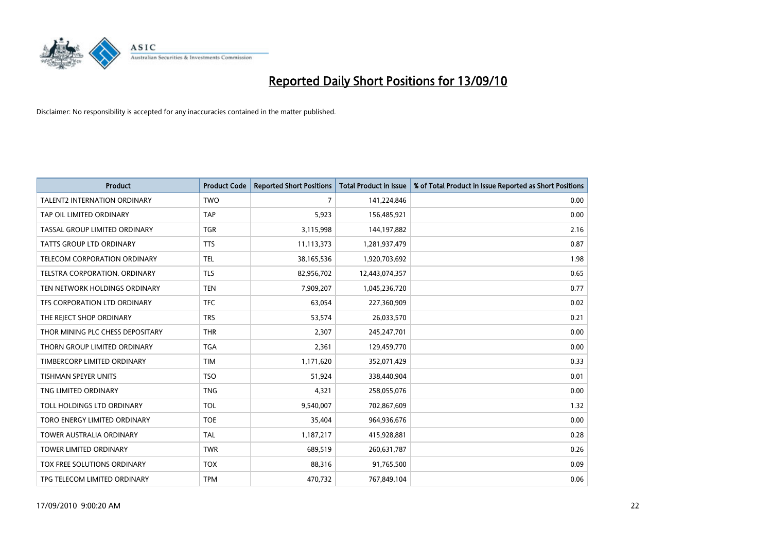# Reported Daily Short Positions for 13/09/10

Disclaimer: No responsibility is accepted for any inaccuracies contained in the matter published.

| Product | Product Code | Reported Short Positions | Total Product in Issue | % of Total Product in Issue Reported as Short Positions |
|---|---|---|---|---|
| TALENT2 INTERNATION ORDINARY | TWO | 7 | 141,224,846 | 0.00 |
| TAP OIL LIMITED ORDINARY | TAP | 5,923 | 156,485,921 | 0.00 |
| TASSAL GROUP LIMITED ORDINARY | TGR | 3,115,998 | 144,197,882 | 2.16 |
| TATTS GROUP LTD ORDINARY | TTS | 11,113,373 | 1,281,937,479 | 0.87 |
| TELECOM CORPORATION ORDINARY | TEL | 38,165,536 | 1,920,703,692 | 1.98 |
| TELSTRA CORPORATION. ORDINARY | TLS | 82,956,702 | 12,443,074,357 | 0.65 |
| TEN NETWORK HOLDINGS ORDINARY | TEN | 7,909,207 | 1,045,236,720 | 0.77 |
| TFS CORPORATION LTD ORDINARY | TFC | 63,054 | 227,360,909 | 0.02 |
| THE REJECT SHOP ORDINARY | TRS | 53,574 | 26,033,570 | 0.21 |
| THOR MINING PLC CHESS DEPOSITARY | THR | 2,307 | 245,247,701 | 0.00 |
| THORN GROUP LIMITED ORDINARY | TGA | 2,361 | 129,459,770 | 0.00 |
| TIMBERCORP LIMITED ORDINARY | TIM | 1,171,620 | 352,071,429 | 0.33 |
| TISHMAN SPEYER UNITS | TSO | 51,924 | 338,440,904 | 0.01 |
| TNG LIMITED ORDINARY | TNG | 4,321 | 258,055,076 | 0.00 |
| TOLL HOLDINGS LTD ORDINARY | TOL | 9,540,007 | 702,867,609 | 1.32 |
| TORO ENERGY LIMITED ORDINARY | TOE | 35,404 | 964,936,676 | 0.00 |
| TOWER AUSTRALIA ORDINARY | TAL | 1,187,217 | 415,928,881 | 0.28 |
| TOWER LIMITED ORDINARY | TWR | 689,519 | 260,631,787 | 0.26 |
| TOX FREE SOLUTIONS ORDINARY | TOX | 88,316 | 91,765,500 | 0.09 |
| TPG TELECOM LIMITED ORDINARY | TPM | 470,732 | 767,849,104 | 0.06 |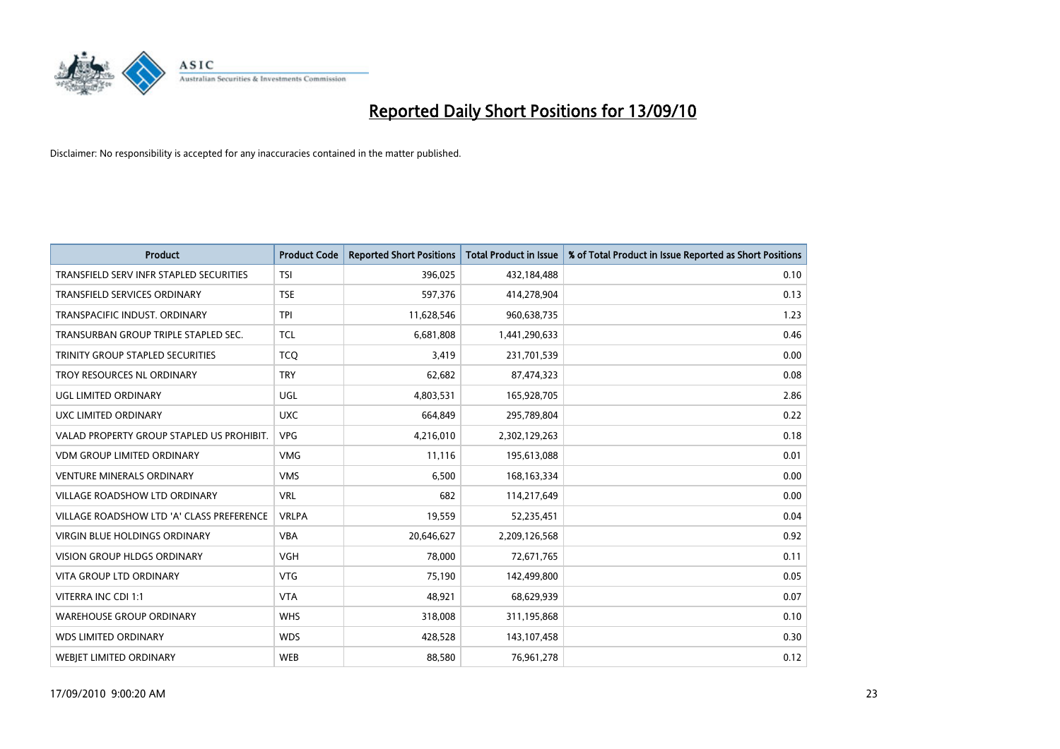# Reported Daily Short Positions for 13/09/10

Disclaimer: No responsibility is accepted for any inaccuracies contained in the matter published.

| Product | Product Code | Reported Short Positions | Total Product in Issue | % of Total Product in Issue Reported as Short Positions |
|---|---|---|---|---|
| TRANSFIELD SERV INFR STAPLED SECURITIES | TSI | 396,025 | 432,184,488 | 0.10 |
| TRANSFIELD SERVICES ORDINARY | TSE | 597,376 | 414,278,904 | 0.13 |
| TRANSPACIFIC INDUST. ORDINARY | TPI | 11,628,546 | 960,638,735 | 1.23 |
| TRANSURBAN GROUP TRIPLE STAPLED SEC. | TCL | 6,681,808 | 1,441,290,633 | 0.46 |
| TRINITY GROUP STAPLED SECURITIES | TCQ | 3,419 | 231,701,539 | 0.00 |
| TROY RESOURCES NL ORDINARY | TRY | 62,682 | 87,474,323 | 0.08 |
| UGL LIMITED ORDINARY | UGL | 4,803,531 | 165,928,705 | 2.86 |
| UXC LIMITED ORDINARY | UXC | 664,849 | 295,789,804 | 0.22 |
| VALAD PROPERTY GROUP STAPLED US PROHIBIT. | VPG | 4,216,010 | 2,302,129,263 | 0.18 |
| VDM GROUP LIMITED ORDINARY | VMG | 11,116 | 195,613,088 | 0.01 |
| VENTURE MINERALS ORDINARY | VMS | 6,500 | 168,163,334 | 0.00 |
| VILLAGE ROADSHOW LTD ORDINARY | VRL | 682 | 114,217,649 | 0.00 |
| VILLAGE ROADSHOW LTD 'A' CLASS PREFERENCE | VRLPA | 19,559 | 52,235,451 | 0.04 |
| VIRGIN BLUE HOLDINGS ORDINARY | VBA | 20,646,627 | 2,209,126,568 | 0.92 |
| VISION GROUP HLDGS ORDINARY | VGH | 78,000 | 72,671,765 | 0.11 |
| VITA GROUP LTD ORDINARY | VTG | 75,190 | 142,499,800 | 0.05 |
| VITERRA INC CDI 1:1 | VTA | 48,921 | 68,629,939 | 0.07 |
| WAREHOUSE GROUP ORDINARY | WHS | 318,008 | 311,195,868 | 0.10 |
| WDS LIMITED ORDINARY | WDS | 428,528 | 143,107,458 | 0.30 |
| WEBJET LIMITED ORDINARY | WEB | 88,580 | 76,961,278 | 0.12 |

17/09/2010 9:00:20 AM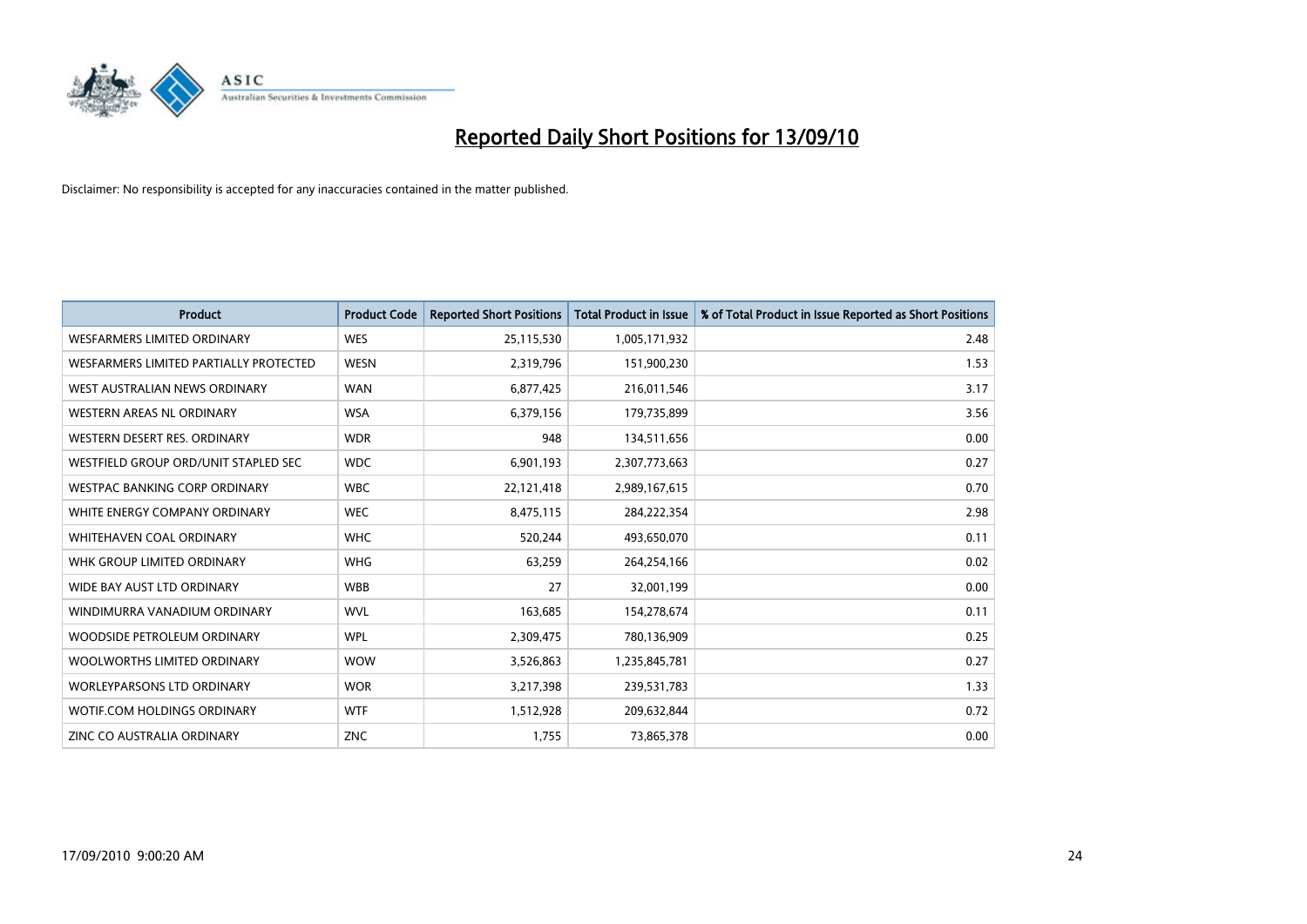# Reported Daily Short Positions for 13/09/10

Disclaimer: No responsibility is accepted for any inaccuracies contained in the matter published.

| Product | Product Code | Reported Short Positions | Total Product in Issue | % of Total Product in Issue Reported as Short Positions |
| --- | --- | --- | --- | --- |
| WESFARMERS LIMITED ORDINARY | WES | 25,115,530 | 1,005,171,932 | 2.48 |
| WESFARMERS LIMITED PARTIALLY PROTECTED | WESN | 2,319,796 | 151,900,230 | 1.53 |
| WEST AUSTRALIAN NEWS ORDINARY | WAN | 6,877,425 | 216,011,546 | 3.17 |
| WESTERN AREAS NL ORDINARY | WSA | 6,379,156 | 179,735,899 | 3.56 |
| WESTERN DESERT RES. ORDINARY | WDR | 948 | 134,511,656 | 0.00 |
| WESTFIELD GROUP ORD/UNIT STAPLED SEC | WDC | 6,901,193 | 2,307,773,663 | 0.27 |
| WESTPAC BANKING CORP ORDINARY | WBC | 22,121,418 | 2,989,167,615 | 0.70 |
| WHITE ENERGY COMPANY ORDINARY | WEC | 8,475,115 | 284,222,354 | 2.98 |
| WHITEHAVEN COAL ORDINARY | WHC | 520,244 | 493,650,070 | 0.11 |
| WHK GROUP LIMITED ORDINARY | WHG | 63,259 | 264,254,166 | 0.02 |
| WIDE BAY AUST LTD ORDINARY | WBB | 27 | 32,001,199 | 0.00 |
| WINDIMURRA VANADIUM ORDINARY | WVL | 163,685 | 154,278,674 | 0.11 |
| WOODSIDE PETROLEUM ORDINARY | WPL | 2,309,475 | 780,136,909 | 0.25 |
| WOOLWORTHS LIMITED ORDINARY | WOW | 3,526,863 | 1,235,845,781 | 0.27 |
| WORLEYPARSONS LTD ORDINARY | WOR | 3,217,398 | 239,531,783 | 1.33 |
| WOTIF.COM HOLDINGS ORDINARY | WTF | 1,512,928 | 209,632,844 | 0.72 |
| ZINC CO AUSTRALIA ORDINARY | ZNC | 1,755 | 73,865,378 | 0.00 |